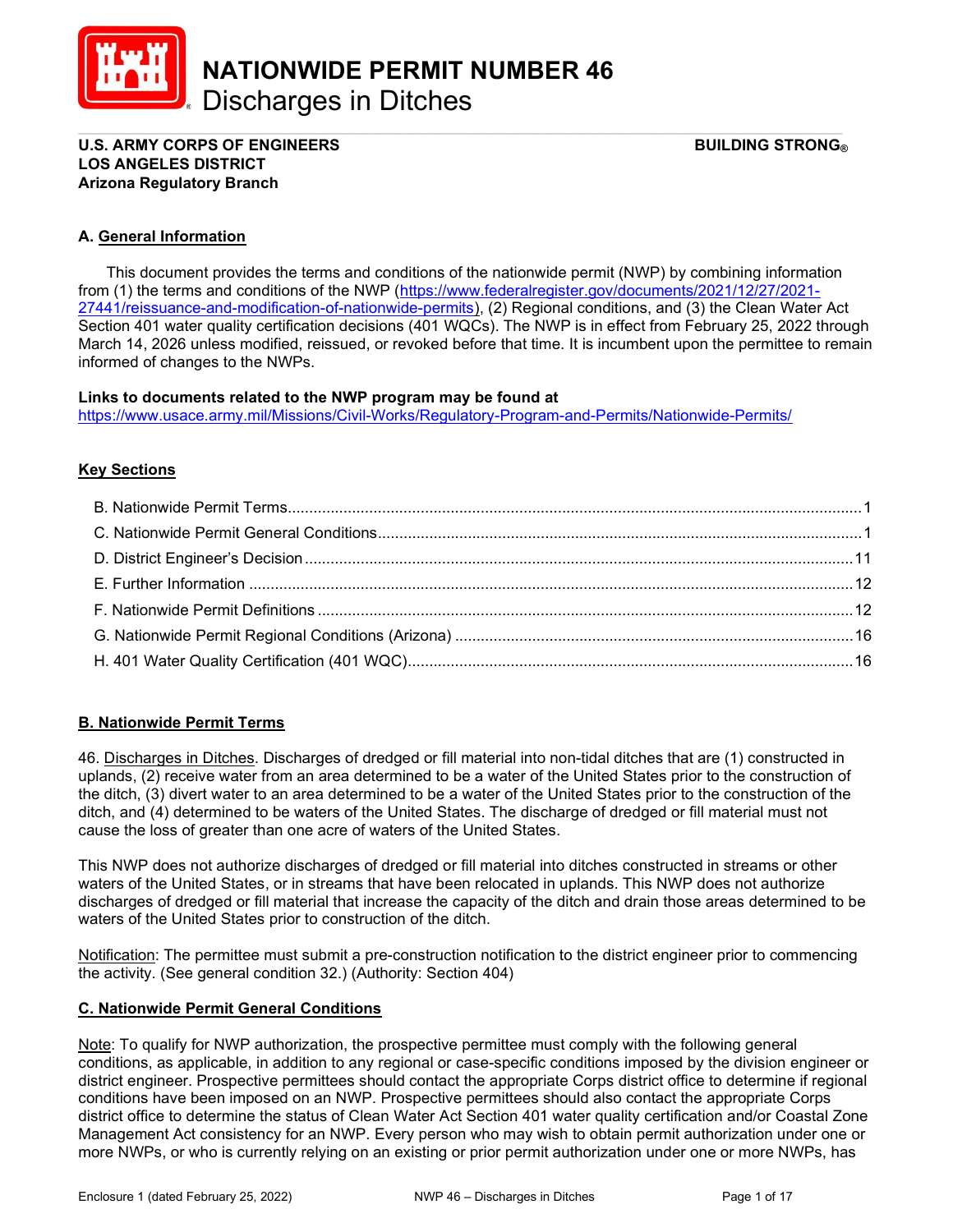# NATIONWIDE PERMIT NUMBER 46
Discharges in Ditches

**U.S. ARMY CORPS OF ENGINEERS** **BUILDING STRONG®**
**LOS ANGELES DISTRICT**
**Arizona Regulatory Branch**

## A. General Information

This document provides the terms and conditions of the nationwide permit (NWP) by combining information from (1) the terms and conditions of the NWP (https://www.federalregister.gov/documents/2021/12/27/2021-27441/reissuance-and-modification-of-nationwide-permits), (2) Regional conditions, and (3) the Clean Water Act Section 401 water quality certification decisions (401 WQCs). The NWP is in effect from February 25, 2022 through March 14, 2026 unless modified, reissued, or revoked before that time. It is incumbent upon the permittee to remain informed of changes to the NWPs.

**Links to documents related to the NWP program may be found at**
https://www.usace.army.mil/Missions/Civil-Works/Regulatory-Program-and-Permits/Nationwide-Permits/

### Key Sections

- B. Nationwide Permit Terms....1
- C. Nationwide Permit General Conditions....1
- D. District Engineer's Decision....11
- E. Further Information....12
- F. Nationwide Permit Definitions....12
- G. Nationwide Permit Regional Conditions (Arizona)....16
- H. 401 Water Quality Certification (401 WQC)....16

## B. Nationwide Permit Terms

46. Discharges in Ditches. Discharges of dredged or fill material into non-tidal ditches that are (1) constructed in uplands, (2) receive water from an area determined to be a water of the United States prior to the construction of the ditch, (3) divert water to an area determined to be a water of the United States prior to the construction of the ditch, and (4) determined to be waters of the United States. The discharge of dredged or fill material must not cause the loss of greater than one acre of waters of the United States.

This NWP does not authorize discharges of dredged or fill material into ditches constructed in streams or other waters of the United States, or in streams that have been relocated in uplands. This NWP does not authorize discharges of dredged or fill material that increase the capacity of the ditch and drain those areas determined to be waters of the United States prior to construction of the ditch.

Notification: The permittee must submit a pre-construction notification to the district engineer prior to commencing the activity. (See general condition 32.) (Authority: Section 404)

## C. Nationwide Permit General Conditions

Note: To qualify for NWP authorization, the prospective permittee must comply with the following general conditions, as applicable, in addition to any regional or case-specific conditions imposed by the division engineer or district engineer. Prospective permittees should contact the appropriate Corps district office to determine if regional conditions have been imposed on an NWP. Prospective permittees should also contact the appropriate Corps district office to determine the status of Clean Water Act Section 401 water quality certification and/or Coastal Zone Management Act consistency for an NWP. Every person who may wish to obtain permit authorization under one or more NWPs, or who is currently relying on an existing or prior permit authorization under one or more NWPs, has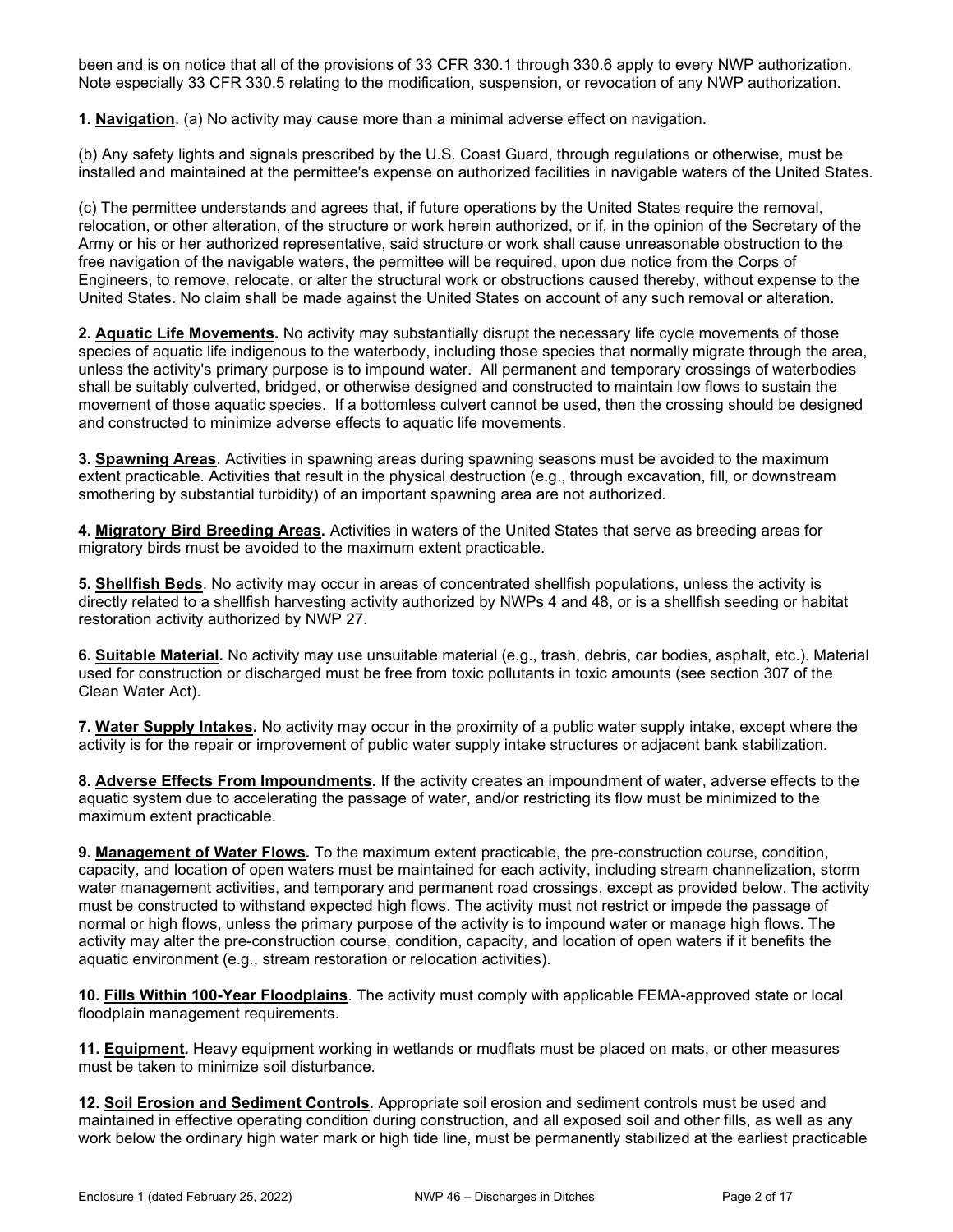been and is on notice that all of the provisions of 33 CFR 330.1 through 330.6 apply to every NWP authorization. Note especially 33 CFR 330.5 relating to the modification, suspension, or revocation of any NWP authorization.

**1. Navigation**. (a) No activity may cause more than a minimal adverse effect on navigation.

(b) Any safety lights and signals prescribed by the U.S. Coast Guard, through regulations or otherwise, must be installed and maintained at the permittee's expense on authorized facilities in navigable waters of the United States.

(c) The permittee understands and agrees that, if future operations by the United States require the removal, relocation, or other alteration, of the structure or work herein authorized, or if, in the opinion of the Secretary of the Army or his or her authorized representative, said structure or work shall cause unreasonable obstruction to the free navigation of the navigable waters, the permittee will be required, upon due notice from the Corps of Engineers, to remove, relocate, or alter the structural work or obstructions caused thereby, without expense to the United States. No claim shall be made against the United States on account of any such removal or alteration.

**2. Aquatic Life Movements.** No activity may substantially disrupt the necessary life cycle movements of those species of aquatic life indigenous to the waterbody, including those species that normally migrate through the area, unless the activity's primary purpose is to impound water. All permanent and temporary crossings of waterbodies shall be suitably culverted, bridged, or otherwise designed and constructed to maintain low flows to sustain the movement of those aquatic species. If a bottomless culvert cannot be used, then the crossing should be designed and constructed to minimize adverse effects to aquatic life movements.

**3. Spawning Areas**. Activities in spawning areas during spawning seasons must be avoided to the maximum extent practicable. Activities that result in the physical destruction (e.g., through excavation, fill, or downstream smothering by substantial turbidity) of an important spawning area are not authorized.

**4. Migratory Bird Breeding Areas.** Activities in waters of the United States that serve as breeding areas for migratory birds must be avoided to the maximum extent practicable.

**5. Shellfish Beds**. No activity may occur in areas of concentrated shellfish populations, unless the activity is directly related to a shellfish harvesting activity authorized by NWPs 4 and 48, or is a shellfish seeding or habitat restoration activity authorized by NWP 27.

**6. Suitable Material.** No activity may use unsuitable material (e.g., trash, debris, car bodies, asphalt, etc.). Material used for construction or discharged must be free from toxic pollutants in toxic amounts (see section 307 of the Clean Water Act).

**7. Water Supply Intakes.** No activity may occur in the proximity of a public water supply intake, except where the activity is for the repair or improvement of public water supply intake structures or adjacent bank stabilization.

**8. Adverse Effects From Impoundments.** If the activity creates an impoundment of water, adverse effects to the aquatic system due to accelerating the passage of water, and/or restricting its flow must be minimized to the maximum extent practicable.

**9. Management of Water Flows.** To the maximum extent practicable, the pre-construction course, condition, capacity, and location of open waters must be maintained for each activity, including stream channelization, storm water management activities, and temporary and permanent road crossings, except as provided below. The activity must be constructed to withstand expected high flows. The activity must not restrict or impede the passage of normal or high flows, unless the primary purpose of the activity is to impound water or manage high flows. The activity may alter the pre-construction course, condition, capacity, and location of open waters if it benefits the aquatic environment (e.g., stream restoration or relocation activities).

**10. Fills Within 100-Year Floodplains**. The activity must comply with applicable FEMA-approved state or local floodplain management requirements.

**11. Equipment.** Heavy equipment working in wetlands or mudflats must be placed on mats, or other measures must be taken to minimize soil disturbance.

**12. Soil Erosion and Sediment Controls.** Appropriate soil erosion and sediment controls must be used and maintained in effective operating condition during construction, and all exposed soil and other fills, as well as any work below the ordinary high water mark or high tide line, must be permanently stabilized at the earliest practicable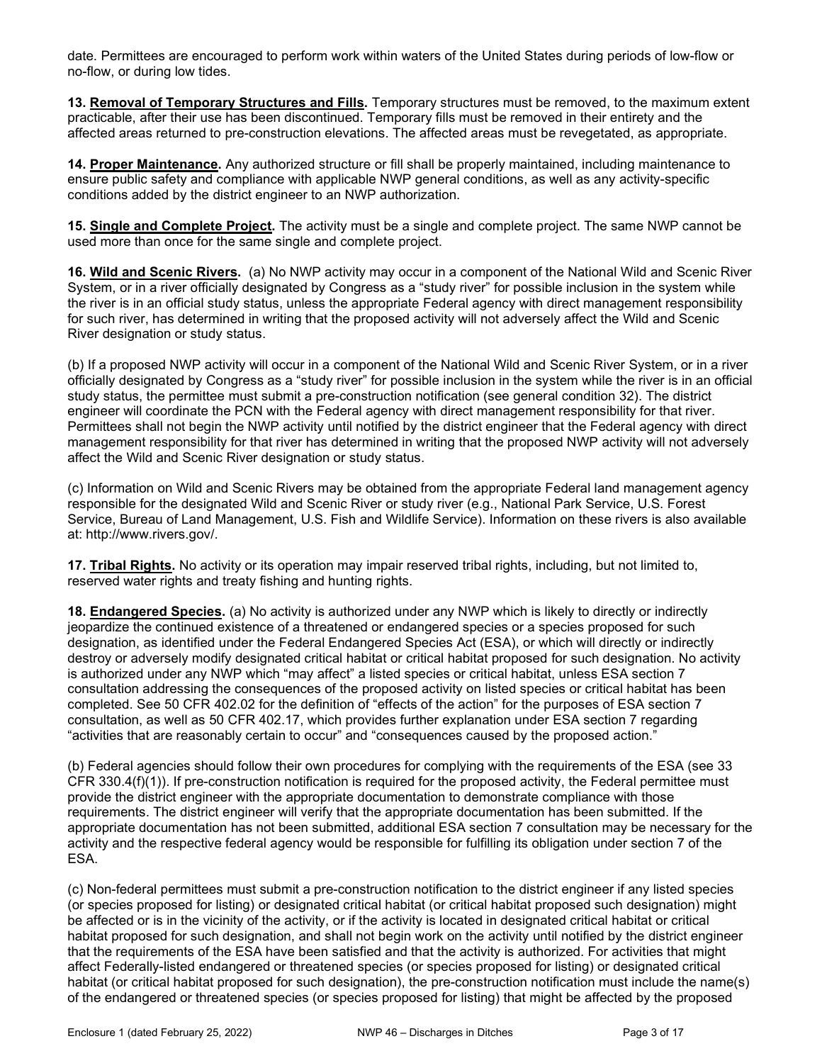date. Permittees are encouraged to perform work within waters of the United States during periods of low-flow or no-flow, or during low tides.

**13. Removal of Temporary Structures and Fills.** Temporary structures must be removed, to the maximum extent practicable, after their use has been discontinued. Temporary fills must be removed in their entirety and the affected areas returned to pre-construction elevations. The affected areas must be revegetated, as appropriate.

**14. Proper Maintenance.** Any authorized structure or fill shall be properly maintained, including maintenance to ensure public safety and compliance with applicable NWP general conditions, as well as any activity-specific conditions added by the district engineer to an NWP authorization.

**15. Single and Complete Project.** The activity must be a single and complete project. The same NWP cannot be used more than once for the same single and complete project.

**16. Wild and Scenic Rivers.** (a) No NWP activity may occur in a component of the National Wild and Scenic River System, or in a river officially designated by Congress as a "study river" for possible inclusion in the system while the river is in an official study status, unless the appropriate Federal agency with direct management responsibility for such river, has determined in writing that the proposed activity will not adversely affect the Wild and Scenic River designation or study status.

(b) If a proposed NWP activity will occur in a component of the National Wild and Scenic River System, or in a river officially designated by Congress as a "study river" for possible inclusion in the system while the river is in an official study status, the permittee must submit a pre-construction notification (see general condition 32). The district engineer will coordinate the PCN with the Federal agency with direct management responsibility for that river. Permittees shall not begin the NWP activity until notified by the district engineer that the Federal agency with direct management responsibility for that river has determined in writing that the proposed NWP activity will not adversely affect the Wild and Scenic River designation or study status.

(c) Information on Wild and Scenic Rivers may be obtained from the appropriate Federal land management agency responsible for the designated Wild and Scenic River or study river (e.g., National Park Service, U.S. Forest Service, Bureau of Land Management, U.S. Fish and Wildlife Service). Information on these rivers is also available at: http://www.rivers.gov/.

**17. Tribal Rights.** No activity or its operation may impair reserved tribal rights, including, but not limited to, reserved water rights and treaty fishing and hunting rights.

**18. Endangered Species.** (a) No activity is authorized under any NWP which is likely to directly or indirectly jeopardize the continued existence of a threatened or endangered species or a species proposed for such designation, as identified under the Federal Endangered Species Act (ESA), or which will directly or indirectly destroy or adversely modify designated critical habitat or critical habitat proposed for such designation. No activity is authorized under any NWP which "may affect" a listed species or critical habitat, unless ESA section 7 consultation addressing the consequences of the proposed activity on listed species or critical habitat has been completed. See 50 CFR 402.02 for the definition of "effects of the action" for the purposes of ESA section 7 consultation, as well as 50 CFR 402.17, which provides further explanation under ESA section 7 regarding "activities that are reasonably certain to occur" and "consequences caused by the proposed action."

(b) Federal agencies should follow their own procedures for complying with the requirements of the ESA (see 33 CFR 330.4(f)(1)). If pre-construction notification is required for the proposed activity, the Federal permittee must provide the district engineer with the appropriate documentation to demonstrate compliance with those requirements. The district engineer will verify that the appropriate documentation has been submitted. If the appropriate documentation has not been submitted, additional ESA section 7 consultation may be necessary for the activity and the respective federal agency would be responsible for fulfilling its obligation under section 7 of the ESA.

(c) Non-federal permittees must submit a pre-construction notification to the district engineer if any listed species (or species proposed for listing) or designated critical habitat (or critical habitat proposed such designation) might be affected or is in the vicinity of the activity, or if the activity is located in designated critical habitat or critical habitat proposed for such designation, and shall not begin work on the activity until notified by the district engineer that the requirements of the ESA have been satisfied and that the activity is authorized. For activities that might affect Federally-listed endangered or threatened species (or species proposed for listing) or designated critical habitat (or critical habitat proposed for such designation), the pre-construction notification must include the name(s) of the endangered or threatened species (or species proposed for listing) that might be affected by the proposed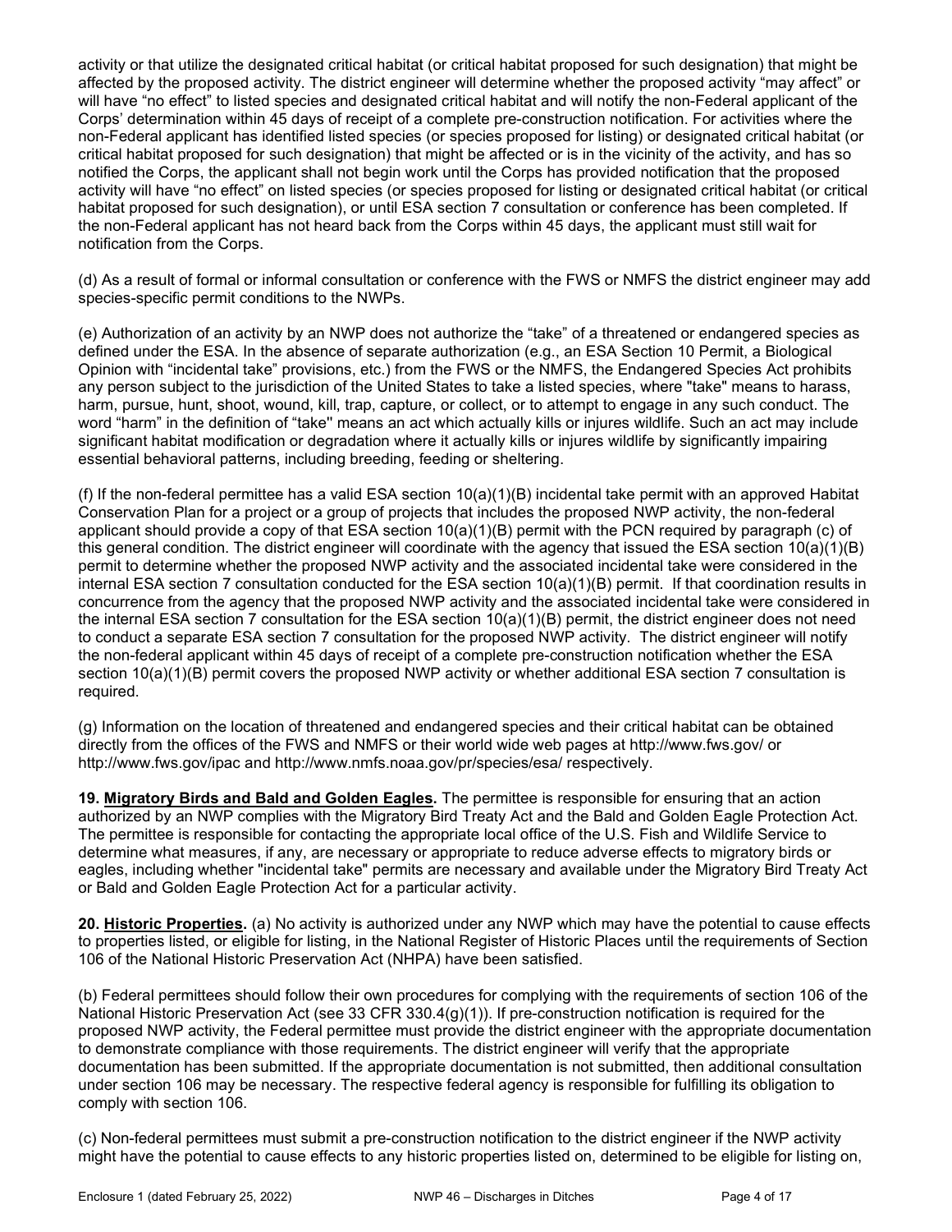activity or that utilize the designated critical habitat (or critical habitat proposed for such designation) that might be affected by the proposed activity. The district engineer will determine whether the proposed activity "may affect" or will have "no effect" to listed species and designated critical habitat and will notify the non-Federal applicant of the Corps' determination within 45 days of receipt of a complete pre-construction notification. For activities where the non-Federal applicant has identified listed species (or species proposed for listing) or designated critical habitat (or critical habitat proposed for such designation) that might be affected or is in the vicinity of the activity, and has so notified the Corps, the applicant shall not begin work until the Corps has provided notification that the proposed activity will have "no effect" on listed species (or species proposed for listing or designated critical habitat (or critical habitat proposed for such designation), or until ESA section 7 consultation or conference has been completed. If the non-Federal applicant has not heard back from the Corps within 45 days, the applicant must still wait for notification from the Corps.

(d) As a result of formal or informal consultation or conference with the FWS or NMFS the district engineer may add species-specific permit conditions to the NWPs.

(e) Authorization of an activity by an NWP does not authorize the "take" of a threatened or endangered species as defined under the ESA. In the absence of separate authorization (e.g., an ESA Section 10 Permit, a Biological Opinion with "incidental take" provisions, etc.) from the FWS or the NMFS, the Endangered Species Act prohibits any person subject to the jurisdiction of the United States to take a listed species, where "take" means to harass, harm, pursue, hunt, shoot, wound, kill, trap, capture, or collect, or to attempt to engage in any such conduct. The word "harm" in the definition of "take" means an act which actually kills or injures wildlife. Such an act may include significant habitat modification or degradation where it actually kills or injures wildlife by significantly impairing essential behavioral patterns, including breeding, feeding or sheltering.

(f) If the non-federal permittee has a valid ESA section 10(a)(1)(B) incidental take permit with an approved Habitat Conservation Plan for a project or a group of projects that includes the proposed NWP activity, the non-federal applicant should provide a copy of that ESA section 10(a)(1)(B) permit with the PCN required by paragraph (c) of this general condition. The district engineer will coordinate with the agency that issued the ESA section 10(a)(1)(B) permit to determine whether the proposed NWP activity and the associated incidental take were considered in the internal ESA section 7 consultation conducted for the ESA section 10(a)(1)(B) permit. If that coordination results in concurrence from the agency that the proposed NWP activity and the associated incidental take were considered in the internal ESA section 7 consultation for the ESA section 10(a)(1)(B) permit, the district engineer does not need to conduct a separate ESA section 7 consultation for the proposed NWP activity. The district engineer will notify the non-federal applicant within 45 days of receipt of a complete pre-construction notification whether the ESA section 10(a)(1)(B) permit covers the proposed NWP activity or whether additional ESA section 7 consultation is required.

(g) Information on the location of threatened and endangered species and their critical habitat can be obtained directly from the offices of the FWS and NMFS or their world wide web pages at http://www.fws.gov/ or http://www.fws.gov/ipac and http://www.nmfs.noaa.gov/pr/species/esa/ respectively.

**19. Migratory Birds and Bald and Golden Eagles.** The permittee is responsible for ensuring that an action authorized by an NWP complies with the Migratory Bird Treaty Act and the Bald and Golden Eagle Protection Act. The permittee is responsible for contacting the appropriate local office of the U.S. Fish and Wildlife Service to determine what measures, if any, are necessary or appropriate to reduce adverse effects to migratory birds or eagles, including whether "incidental take" permits are necessary and available under the Migratory Bird Treaty Act or Bald and Golden Eagle Protection Act for a particular activity.

**20. Historic Properties.** (a) No activity is authorized under any NWP which may have the potential to cause effects to properties listed, or eligible for listing, in the National Register of Historic Places until the requirements of Section 106 of the National Historic Preservation Act (NHPA) have been satisfied.

(b) Federal permittees should follow their own procedures for complying with the requirements of section 106 of the National Historic Preservation Act (see 33 CFR 330.4(g)(1)). If pre-construction notification is required for the proposed NWP activity, the Federal permittee must provide the district engineer with the appropriate documentation to demonstrate compliance with those requirements. The district engineer will verify that the appropriate documentation has been submitted. If the appropriate documentation is not submitted, then additional consultation under section 106 may be necessary. The respective federal agency is responsible for fulfilling its obligation to comply with section 106.

(c) Non-federal permittees must submit a pre-construction notification to the district engineer if the NWP activity might have the potential to cause effects to any historic properties listed on, determined to be eligible for listing on,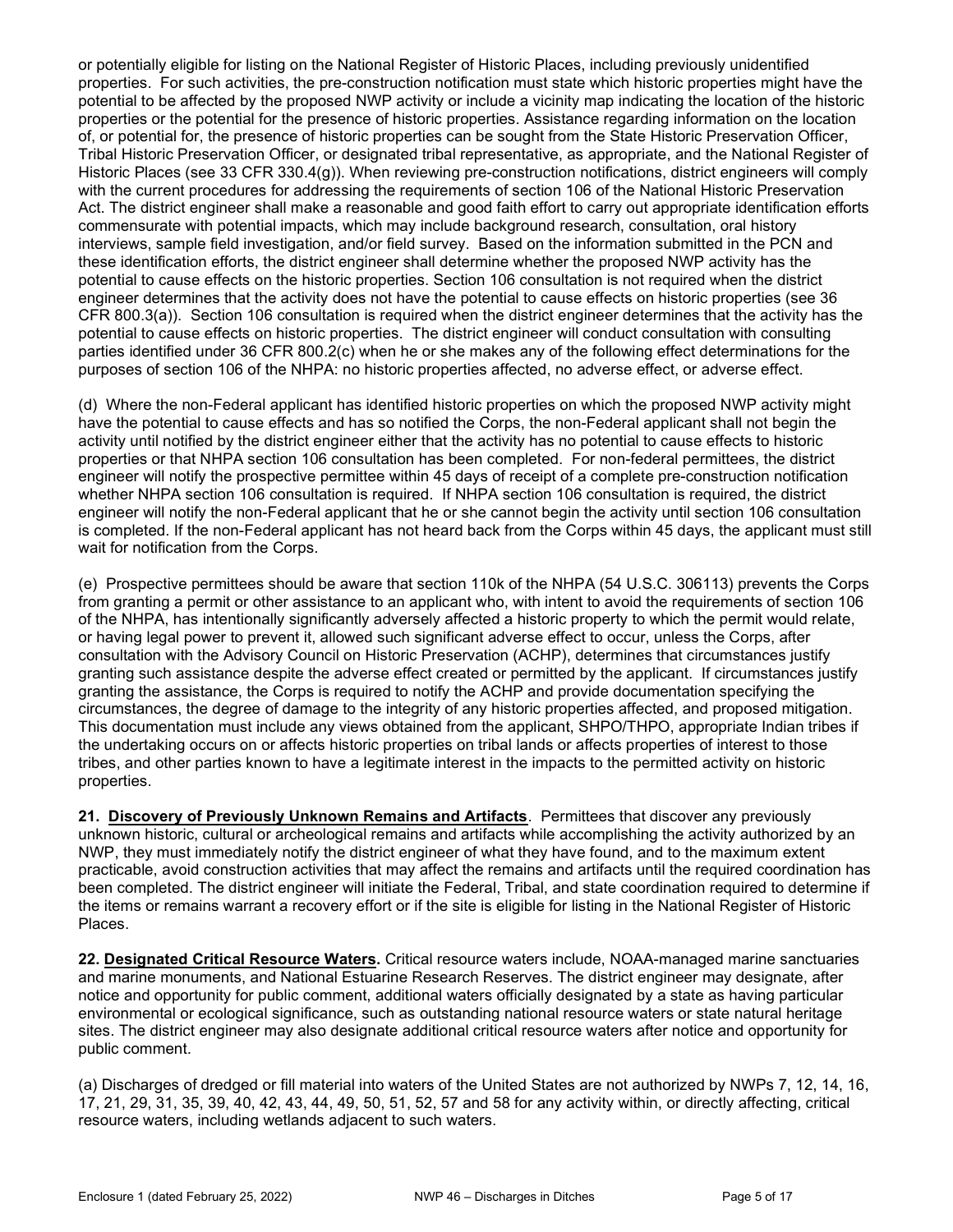or potentially eligible for listing on the National Register of Historic Places, including previously unidentified properties. For such activities, the pre-construction notification must state which historic properties might have the potential to be affected by the proposed NWP activity or include a vicinity map indicating the location of the historic properties or the potential for the presence of historic properties. Assistance regarding information on the location of, or potential for, the presence of historic properties can be sought from the State Historic Preservation Officer, Tribal Historic Preservation Officer, or designated tribal representative, as appropriate, and the National Register of Historic Places (see 33 CFR 330.4(g)). When reviewing pre-construction notifications, district engineers will comply with the current procedures for addressing the requirements of section 106 of the National Historic Preservation Act. The district engineer shall make a reasonable and good faith effort to carry out appropriate identification efforts commensurate with potential impacts, which may include background research, consultation, oral history interviews, sample field investigation, and/or field survey. Based on the information submitted in the PCN and these identification efforts, the district engineer shall determine whether the proposed NWP activity has the potential to cause effects on the historic properties. Section 106 consultation is not required when the district engineer determines that the activity does not have the potential to cause effects on historic properties (see 36 CFR 800.3(a)). Section 106 consultation is required when the district engineer determines that the activity has the potential to cause effects on historic properties. The district engineer will conduct consultation with consulting parties identified under 36 CFR 800.2(c) when he or she makes any of the following effect determinations for the purposes of section 106 of the NHPA: no historic properties affected, no adverse effect, or adverse effect.

(d) Where the non-Federal applicant has identified historic properties on which the proposed NWP activity might have the potential to cause effects and has so notified the Corps, the non-Federal applicant shall not begin the activity until notified by the district engineer either that the activity has no potential to cause effects to historic properties or that NHPA section 106 consultation has been completed. For non-federal permittees, the district engineer will notify the prospective permittee within 45 days of receipt of a complete pre-construction notification whether NHPA section 106 consultation is required. If NHPA section 106 consultation is required, the district engineer will notify the non-Federal applicant that he or she cannot begin the activity until section 106 consultation is completed. If the non-Federal applicant has not heard back from the Corps within 45 days, the applicant must still wait for notification from the Corps.

(e) Prospective permittees should be aware that section 110k of the NHPA (54 U.S.C. 306113) prevents the Corps from granting a permit or other assistance to an applicant who, with intent to avoid the requirements of section 106 of the NHPA, has intentionally significantly adversely affected a historic property to which the permit would relate, or having legal power to prevent it, allowed such significant adverse effect to occur, unless the Corps, after consultation with the Advisory Council on Historic Preservation (ACHP), determines that circumstances justify granting such assistance despite the adverse effect created or permitted by the applicant. If circumstances justify granting the assistance, the Corps is required to notify the ACHP and provide documentation specifying the circumstances, the degree of damage to the integrity of any historic properties affected, and proposed mitigation. This documentation must include any views obtained from the applicant, SHPO/THPO, appropriate Indian tribes if the undertaking occurs on or affects historic properties on tribal lands or affects properties of interest to those tribes, and other parties known to have a legitimate interest in the impacts to the permitted activity on historic properties.

**21. Discovery of Previously Unknown Remains and Artifacts**. Permittees that discover any previously unknown historic, cultural or archeological remains and artifacts while accomplishing the activity authorized by an NWP, they must immediately notify the district engineer of what they have found, and to the maximum extent practicable, avoid construction activities that may affect the remains and artifacts until the required coordination has been completed. The district engineer will initiate the Federal, Tribal, and state coordination required to determine if the items or remains warrant a recovery effort or if the site is eligible for listing in the National Register of Historic Places.

**22. Designated Critical Resource Waters.** Critical resource waters include, NOAA-managed marine sanctuaries and marine monuments, and National Estuarine Research Reserves. The district engineer may designate, after notice and opportunity for public comment, additional waters officially designated by a state as having particular environmental or ecological significance, such as outstanding national resource waters or state natural heritage sites. The district engineer may also designate additional critical resource waters after notice and opportunity for public comment.

(a) Discharges of dredged or fill material into waters of the United States are not authorized by NWPs 7, 12, 14, 16, 17, 21, 29, 31, 35, 39, 40, 42, 43, 44, 49, 50, 51, 52, 57 and 58 for any activity within, or directly affecting, critical resource waters, including wetlands adjacent to such waters.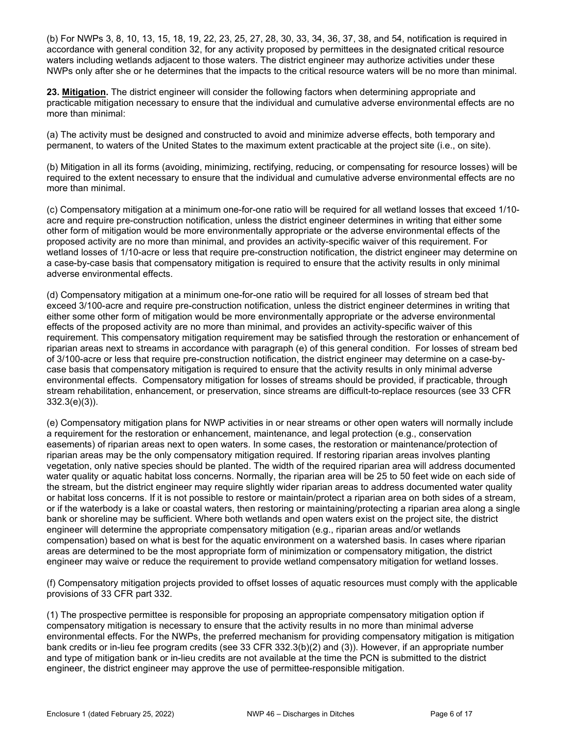(b) For NWPs 3, 8, 10, 13, 15, 18, 19, 22, 23, 25, 27, 28, 30, 33, 34, 36, 37, 38, and 54, notification is required in accordance with general condition 32, for any activity proposed by permittees in the designated critical resource waters including wetlands adjacent to those waters. The district engineer may authorize activities under these NWPs only after she or he determines that the impacts to the critical resource waters will be no more than minimal.

**23. <u>Mitigation</u>.** The district engineer will consider the following factors when determining appropriate and practicable mitigation necessary to ensure that the individual and cumulative adverse environmental effects are no more than minimal:

(a) The activity must be designed and constructed to avoid and minimize adverse effects, both temporary and permanent, to waters of the United States to the maximum extent practicable at the project site (i.e., on site).

(b) Mitigation in all its forms (avoiding, minimizing, rectifying, reducing, or compensating for resource losses) will be required to the extent necessary to ensure that the individual and cumulative adverse environmental effects are no more than minimal.

(c) Compensatory mitigation at a minimum one-for-one ratio will be required for all wetland losses that exceed 1/10-acre and require pre-construction notification, unless the district engineer determines in writing that either some other form of mitigation would be more environmentally appropriate or the adverse environmental effects of the proposed activity are no more than minimal, and provides an activity-specific waiver of this requirement. For wetland losses of 1/10-acre or less that require pre-construction notification, the district engineer may determine on a case-by-case basis that compensatory mitigation is required to ensure that the activity results in only minimal adverse environmental effects.

(d) Compensatory mitigation at a minimum one-for-one ratio will be required for all losses of stream bed that exceed 3/100-acre and require pre-construction notification, unless the district engineer determines in writing that either some other form of mitigation would be more environmentally appropriate or the adverse environmental effects of the proposed activity are no more than minimal, and provides an activity-specific waiver of this requirement. This compensatory mitigation requirement may be satisfied through the restoration or enhancement of riparian areas next to streams in accordance with paragraph (e) of this general condition. For losses of stream bed of 3/100-acre or less that require pre-construction notification, the district engineer may determine on a case-by-case basis that compensatory mitigation is required to ensure that the activity results in only minimal adverse environmental effects. Compensatory mitigation for losses of streams should be provided, if practicable, through stream rehabilitation, enhancement, or preservation, since streams are difficult-to-replace resources (see 33 CFR 332.3(e)(3)).

(e) Compensatory mitigation plans for NWP activities in or near streams or other open waters will normally include a requirement for the restoration or enhancement, maintenance, and legal protection (e.g., conservation easements) of riparian areas next to open waters. In some cases, the restoration or maintenance/protection of riparian areas may be the only compensatory mitigation required. If restoring riparian areas involves planting vegetation, only native species should be planted. The width of the required riparian area will address documented water quality or aquatic habitat loss concerns. Normally, the riparian area will be 25 to 50 feet wide on each side of the stream, but the district engineer may require slightly wider riparian areas to address documented water quality or habitat loss concerns. If it is not possible to restore or maintain/protect a riparian area on both sides of a stream, or if the waterbody is a lake or coastal waters, then restoring or maintaining/protecting a riparian area along a single bank or shoreline may be sufficient. Where both wetlands and open waters exist on the project site, the district engineer will determine the appropriate compensatory mitigation (e.g., riparian areas and/or wetlands compensation) based on what is best for the aquatic environment on a watershed basis. In cases where riparian areas are determined to be the most appropriate form of minimization or compensatory mitigation, the district engineer may waive or reduce the requirement to provide wetland compensatory mitigation for wetland losses.

(f) Compensatory mitigation projects provided to offset losses of aquatic resources must comply with the applicable provisions of 33 CFR part 332.

(1) The prospective permittee is responsible for proposing an appropriate compensatory mitigation option if compensatory mitigation is necessary to ensure that the activity results in no more than minimal adverse environmental effects. For the NWPs, the preferred mechanism for providing compensatory mitigation is mitigation bank credits or in-lieu fee program credits (see 33 CFR 332.3(b)(2) and (3)). However, if an appropriate number and type of mitigation bank or in-lieu credits are not available at the time the PCN is submitted to the district engineer, the district engineer may approve the use of permittee-responsible mitigation.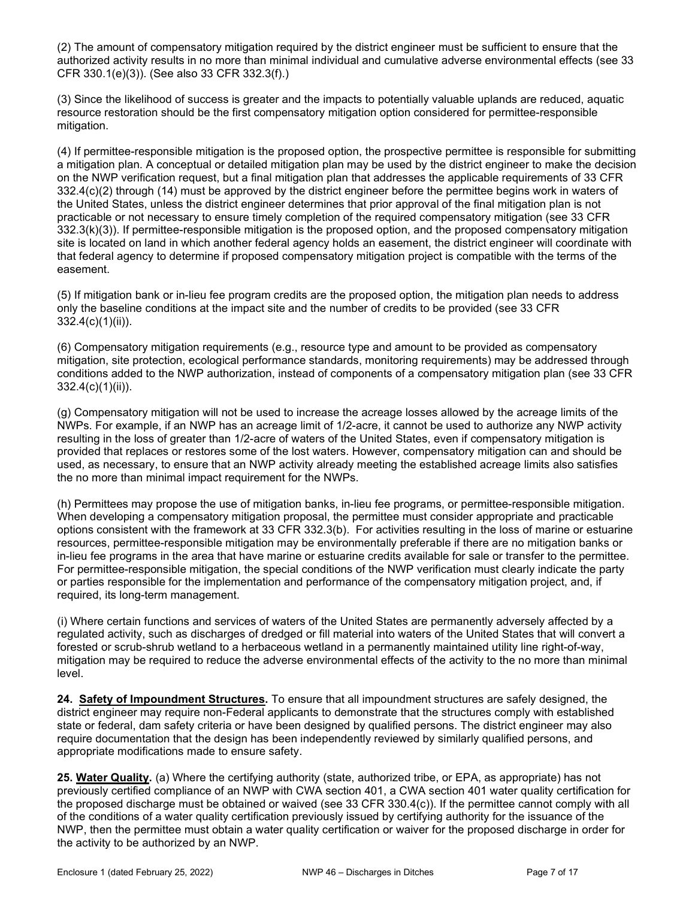(2) The amount of compensatory mitigation required by the district engineer must be sufficient to ensure that the authorized activity results in no more than minimal individual and cumulative adverse environmental effects (see 33 CFR 330.1(e)(3)). (See also 33 CFR 332.3(f).)

(3) Since the likelihood of success is greater and the impacts to potentially valuable uplands are reduced, aquatic resource restoration should be the first compensatory mitigation option considered for permittee-responsible mitigation.

(4) If permittee-responsible mitigation is the proposed option, the prospective permittee is responsible for submitting a mitigation plan. A conceptual or detailed mitigation plan may be used by the district engineer to make the decision on the NWP verification request, but a final mitigation plan that addresses the applicable requirements of 33 CFR 332.4(c)(2) through (14) must be approved by the district engineer before the permittee begins work in waters of the United States, unless the district engineer determines that prior approval of the final mitigation plan is not practicable or not necessary to ensure timely completion of the required compensatory mitigation (see 33 CFR 332.3(k)(3)). If permittee-responsible mitigation is the proposed option, and the proposed compensatory mitigation site is located on land in which another federal agency holds an easement, the district engineer will coordinate with that federal agency to determine if proposed compensatory mitigation project is compatible with the terms of the easement.

(5) If mitigation bank or in-lieu fee program credits are the proposed option, the mitigation plan needs to address only the baseline conditions at the impact site and the number of credits to be provided (see 33 CFR 332.4(c)(1)(ii)).

(6) Compensatory mitigation requirements (e.g., resource type and amount to be provided as compensatory mitigation, site protection, ecological performance standards, monitoring requirements) may be addressed through conditions added to the NWP authorization, instead of components of a compensatory mitigation plan (see 33 CFR 332.4(c)(1)(ii)).

(g) Compensatory mitigation will not be used to increase the acreage losses allowed by the acreage limits of the NWPs. For example, if an NWP has an acreage limit of 1/2-acre, it cannot be used to authorize any NWP activity resulting in the loss of greater than 1/2-acre of waters of the United States, even if compensatory mitigation is provided that replaces or restores some of the lost waters. However, compensatory mitigation can and should be used, as necessary, to ensure that an NWP activity already meeting the established acreage limits also satisfies the no more than minimal impact requirement for the NWPs.

(h) Permittees may propose the use of mitigation banks, in-lieu fee programs, or permittee-responsible mitigation. When developing a compensatory mitigation proposal, the permittee must consider appropriate and practicable options consistent with the framework at 33 CFR 332.3(b). For activities resulting in the loss of marine or estuarine resources, permittee-responsible mitigation may be environmentally preferable if there are no mitigation banks or in-lieu fee programs in the area that have marine or estuarine credits available for sale or transfer to the permittee. For permittee-responsible mitigation, the special conditions of the NWP verification must clearly indicate the party or parties responsible for the implementation and performance of the compensatory mitigation project, and, if required, its long-term management.

(i) Where certain functions and services of waters of the United States are permanently adversely affected by a regulated activity, such as discharges of dredged or fill material into waters of the United States that will convert a forested or scrub-shrub wetland to a herbaceous wetland in a permanently maintained utility line right-of-way, mitigation may be required to reduce the adverse environmental effects of the activity to the no more than minimal level.

**24. Safety of Impoundment Structures.** To ensure that all impoundment structures are safely designed, the district engineer may require non-Federal applicants to demonstrate that the structures comply with established state or federal, dam safety criteria or have been designed by qualified persons. The district engineer may also require documentation that the design has been independently reviewed by similarly qualified persons, and appropriate modifications made to ensure safety.

**25. Water Quality.** (a) Where the certifying authority (state, authorized tribe, or EPA, as appropriate) has not previously certified compliance of an NWP with CWA section 401, a CWA section 401 water quality certification for the proposed discharge must be obtained or waived (see 33 CFR 330.4(c)). If the permittee cannot comply with all of the conditions of a water quality certification previously issued by certifying authority for the issuance of the NWP, then the permittee must obtain a water quality certification or waiver for the proposed discharge in order for the activity to be authorized by an NWP.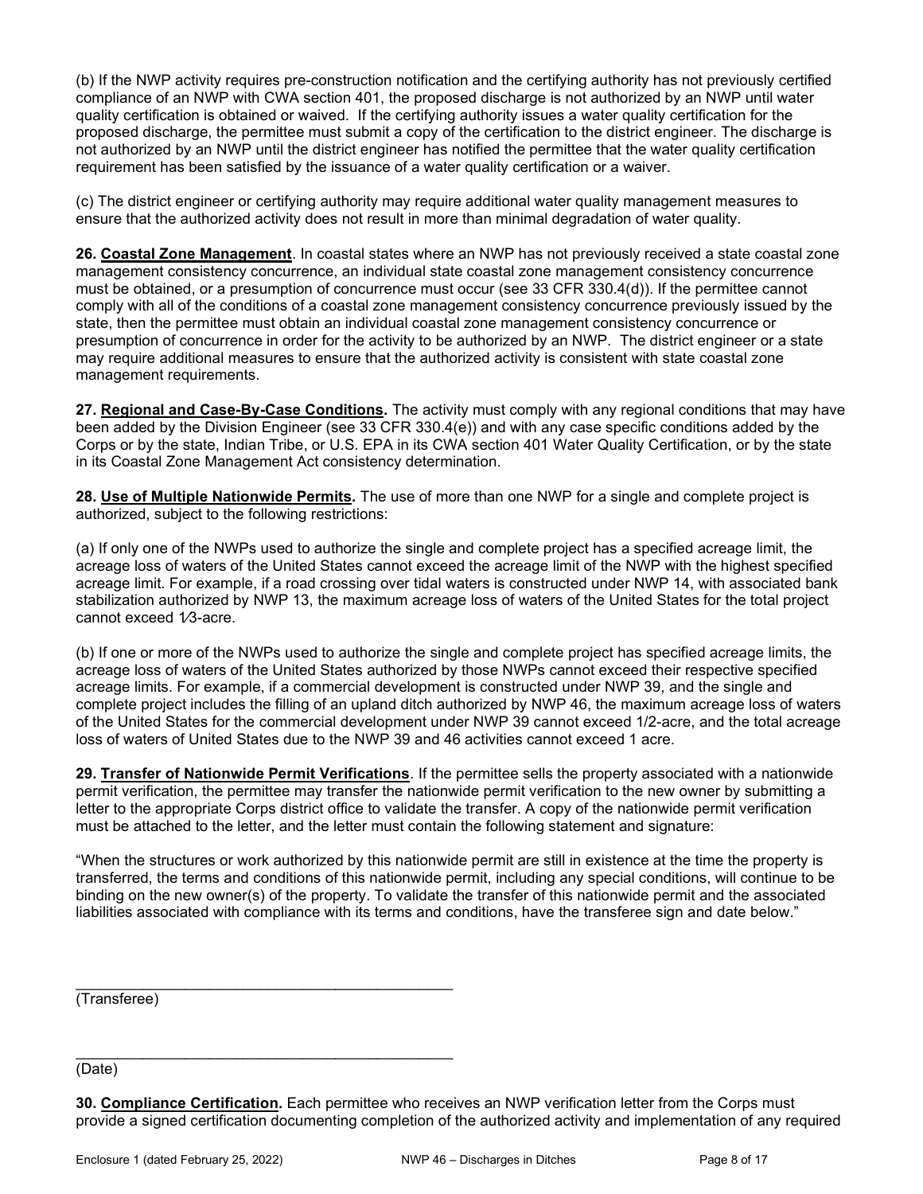(b) If the NWP activity requires pre-construction notification and the certifying authority has not previously certified compliance of an NWP with CWA section 401, the proposed discharge is not authorized by an NWP until water quality certification is obtained or waived. If the certifying authority issues a water quality certification for the proposed discharge, the permittee must submit a copy of the certification to the district engineer. The discharge is not authorized by an NWP until the district engineer has notified the permittee that the water quality certification requirement has been satisfied by the issuance of a water quality certification or a waiver.

(c) The district engineer or certifying authority may require additional water quality management measures to ensure that the authorized activity does not result in more than minimal degradation of water quality.

**26. Coastal Zone Management**. In coastal states where an NWP has not previously received a state coastal zone management consistency concurrence, an individual state coastal zone management consistency concurrence must be obtained, or a presumption of concurrence must occur (see 33 CFR 330.4(d)). If the permittee cannot comply with all of the conditions of a coastal zone management consistency concurrence previously issued by the state, then the permittee must obtain an individual coastal zone management consistency concurrence or presumption of concurrence in order for the activity to be authorized by an NWP. The district engineer or a state may require additional measures to ensure that the authorized activity is consistent with state coastal zone management requirements.

**27. Regional and Case-By-Case Conditions.** The activity must comply with any regional conditions that may have been added by the Division Engineer (see 33 CFR 330.4(e)) and with any case specific conditions added by the Corps or by the state, Indian Tribe, or U.S. EPA in its CWA section 401 Water Quality Certification, or by the state in its Coastal Zone Management Act consistency determination.

**28. Use of Multiple Nationwide Permits.** The use of more than one NWP for a single and complete project is authorized, subject to the following restrictions:

(a) If only one of the NWPs used to authorize the single and complete project has a specified acreage limit, the acreage loss of waters of the United States cannot exceed the acreage limit of the NWP with the highest specified acreage limit. For example, if a road crossing over tidal waters is constructed under NWP 14, with associated bank stabilization authorized by NWP 13, the maximum acreage loss of waters of the United States for the total project cannot exceed 1⁄3-acre.

(b) If one or more of the NWPs used to authorize the single and complete project has specified acreage limits, the acreage loss of waters of the United States authorized by those NWPs cannot exceed their respective specified acreage limits. For example, if a commercial development is constructed under NWP 39, and the single and complete project includes the filling of an upland ditch authorized by NWP 46, the maximum acreage loss of waters of the United States for the commercial development under NWP 39 cannot exceed 1/2-acre, and the total acreage loss of waters of United States due to the NWP 39 and 46 activities cannot exceed 1 acre.

**29. Transfer of Nationwide Permit Verifications**. If the permittee sells the property associated with a nationwide permit verification, the permittee may transfer the nationwide permit verification to the new owner by submitting a letter to the appropriate Corps district office to validate the transfer. A copy of the nationwide permit verification must be attached to the letter, and the letter must contain the following statement and signature:

"When the structures or work authorized by this nationwide permit are still in existence at the time the property is transferred, the terms and conditions of this nationwide permit, including any special conditions, will continue to be binding on the new owner(s) of the property. To validate the transfer of this nationwide permit and the associated liabilities associated with compliance with its terms and conditions, have the transferee sign and date below."

_______________________________________________
(Transferee)

_______________________________________________
(Date)

**30. Compliance Certification.** Each permittee who receives an NWP verification letter from the Corps must provide a signed certification documenting completion of the authorized activity and implementation of any required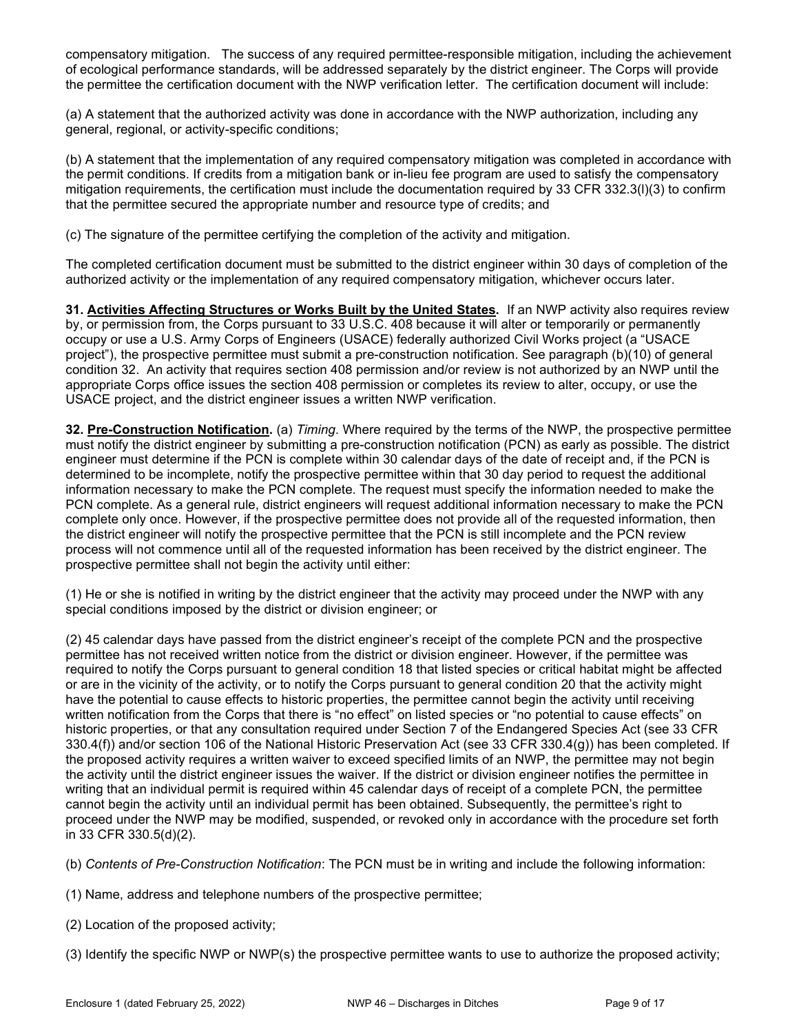compensatory mitigation. The success of any required permittee-responsible mitigation, including the achievement of ecological performance standards, will be addressed separately by the district engineer. The Corps will provide the permittee the certification document with the NWP verification letter. The certification document will include:

(a) A statement that the authorized activity was done in accordance with the NWP authorization, including any general, regional, or activity-specific conditions;

(b) A statement that the implementation of any required compensatory mitigation was completed in accordance with the permit conditions. If credits from a mitigation bank or in-lieu fee program are used to satisfy the compensatory mitigation requirements, the certification must include the documentation required by 33 CFR 332.3(l)(3) to confirm that the permittee secured the appropriate number and resource type of credits; and

(c) The signature of the permittee certifying the completion of the activity and mitigation.

The completed certification document must be submitted to the district engineer within 30 days of completion of the authorized activity or the implementation of any required compensatory mitigation, whichever occurs later.

**31. Activities Affecting Structures or Works Built by the United States.** If an NWP activity also requires review by, or permission from, the Corps pursuant to 33 U.S.C. 408 because it will alter or temporarily or permanently occupy or use a U.S. Army Corps of Engineers (USACE) federally authorized Civil Works project (a "USACE project"), the prospective permittee must submit a pre-construction notification. See paragraph (b)(10) of general condition 32. An activity that requires section 408 permission and/or review is not authorized by an NWP until the appropriate Corps office issues the section 408 permission or completes its review to alter, occupy, or use the USACE project, and the district engineer issues a written NWP verification.

**32. Pre-Construction Notification.** (a) *Timing*. Where required by the terms of the NWP, the prospective permittee must notify the district engineer by submitting a pre-construction notification (PCN) as early as possible. The district engineer must determine if the PCN is complete within 30 calendar days of the date of receipt and, if the PCN is determined to be incomplete, notify the prospective permittee within that 30 day period to request the additional information necessary to make the PCN complete. The request must specify the information needed to make the PCN complete. As a general rule, district engineers will request additional information necessary to make the PCN complete only once. However, if the prospective permittee does not provide all of the requested information, then the district engineer will notify the prospective permittee that the PCN is still incomplete and the PCN review process will not commence until all of the requested information has been received by the district engineer. The prospective permittee shall not begin the activity until either:

(1) He or she is notified in writing by the district engineer that the activity may proceed under the NWP with any special conditions imposed by the district or division engineer; or

(2) 45 calendar days have passed from the district engineer's receipt of the complete PCN and the prospective permittee has not received written notice from the district or division engineer. However, if the permittee was required to notify the Corps pursuant to general condition 18 that listed species or critical habitat might be affected or are in the vicinity of the activity, or to notify the Corps pursuant to general condition 20 that the activity might have the potential to cause effects to historic properties, the permittee cannot begin the activity until receiving written notification from the Corps that there is "no effect" on listed species or "no potential to cause effects" on historic properties, or that any consultation required under Section 7 of the Endangered Species Act (see 33 CFR 330.4(f)) and/or section 106 of the National Historic Preservation Act (see 33 CFR 330.4(g)) has been completed. If the proposed activity requires a written waiver to exceed specified limits of an NWP, the permittee may not begin the activity until the district engineer issues the waiver. If the district or division engineer notifies the permittee in writing that an individual permit is required within 45 calendar days of receipt of a complete PCN, the permittee cannot begin the activity until an individual permit has been obtained. Subsequently, the permittee's right to proceed under the NWP may be modified, suspended, or revoked only in accordance with the procedure set forth in 33 CFR 330.5(d)(2).

(b) *Contents of Pre-Construction Notification*: The PCN must be in writing and include the following information:

(1) Name, address and telephone numbers of the prospective permittee;

(2) Location of the proposed activity;

(3) Identify the specific NWP or NWP(s) the prospective permittee wants to use to authorize the proposed activity;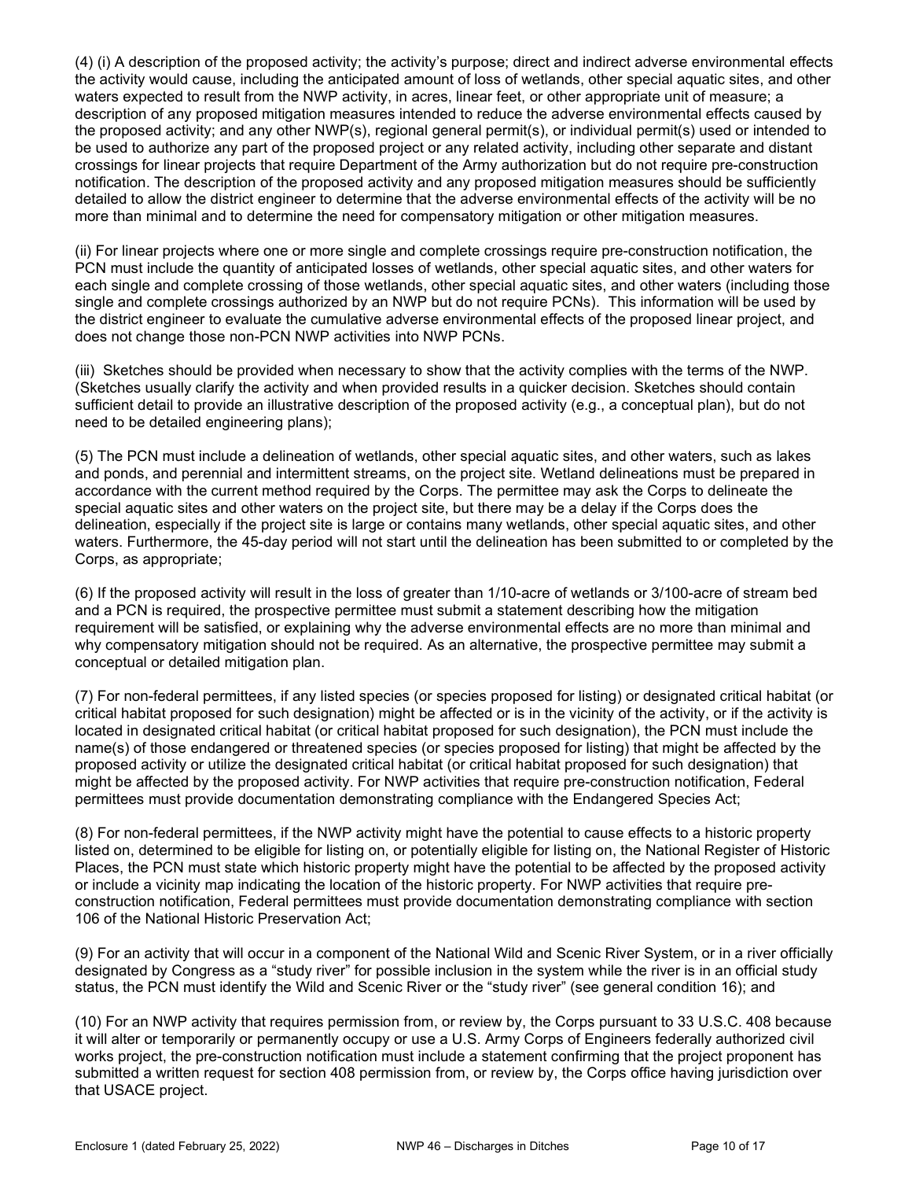(4) (i) A description of the proposed activity; the activity's purpose; direct and indirect adverse environmental effects the activity would cause, including the anticipated amount of loss of wetlands, other special aquatic sites, and other waters expected to result from the NWP activity, in acres, linear feet, or other appropriate unit of measure; a description of any proposed mitigation measures intended to reduce the adverse environmental effects caused by the proposed activity; and any other NWP(s), regional general permit(s), or individual permit(s) used or intended to be used to authorize any part of the proposed project or any related activity, including other separate and distant crossings for linear projects that require Department of the Army authorization but do not require pre-construction notification. The description of the proposed activity and any proposed mitigation measures should be sufficiently detailed to allow the district engineer to determine that the adverse environmental effects of the activity will be no more than minimal and to determine the need for compensatory mitigation or other mitigation measures.

(ii) For linear projects where one or more single and complete crossings require pre-construction notification, the PCN must include the quantity of anticipated losses of wetlands, other special aquatic sites, and other waters for each single and complete crossing of those wetlands, other special aquatic sites, and other waters (including those single and complete crossings authorized by an NWP but do not require PCNs). This information will be used by the district engineer to evaluate the cumulative adverse environmental effects of the proposed linear project, and does not change those non-PCN NWP activities into NWP PCNs.

(iii) Sketches should be provided when necessary to show that the activity complies with the terms of the NWP. (Sketches usually clarify the activity and when provided results in a quicker decision. Sketches should contain sufficient detail to provide an illustrative description of the proposed activity (e.g., a conceptual plan), but do not need to be detailed engineering plans);

(5) The PCN must include a delineation of wetlands, other special aquatic sites, and other waters, such as lakes and ponds, and perennial and intermittent streams, on the project site. Wetland delineations must be prepared in accordance with the current method required by the Corps. The permittee may ask the Corps to delineate the special aquatic sites and other waters on the project site, but there may be a delay if the Corps does the delineation, especially if the project site is large or contains many wetlands, other special aquatic sites, and other waters. Furthermore, the 45-day period will not start until the delineation has been submitted to or completed by the Corps, as appropriate;

(6) If the proposed activity will result in the loss of greater than 1/10-acre of wetlands or 3/100-acre of stream bed and a PCN is required, the prospective permittee must submit a statement describing how the mitigation requirement will be satisfied, or explaining why the adverse environmental effects are no more than minimal and why compensatory mitigation should not be required. As an alternative, the prospective permittee may submit a conceptual or detailed mitigation plan.

(7) For non-federal permittees, if any listed species (or species proposed for listing) or designated critical habitat (or critical habitat proposed for such designation) might be affected or is in the vicinity of the activity, or if the activity is located in designated critical habitat (or critical habitat proposed for such designation), the PCN must include the name(s) of those endangered or threatened species (or species proposed for listing) that might be affected by the proposed activity or utilize the designated critical habitat (or critical habitat proposed for such designation) that might be affected by the proposed activity. For NWP activities that require pre-construction notification, Federal permittees must provide documentation demonstrating compliance with the Endangered Species Act;

(8) For non-federal permittees, if the NWP activity might have the potential to cause effects to a historic property listed on, determined to be eligible for listing on, or potentially eligible for listing on, the National Register of Historic Places, the PCN must state which historic property might have the potential to be affected by the proposed activity or include a vicinity map indicating the location of the historic property. For NWP activities that require pre-construction notification, Federal permittees must provide documentation demonstrating compliance with section 106 of the National Historic Preservation Act;

(9) For an activity that will occur in a component of the National Wild and Scenic River System, or in a river officially designated by Congress as a "study river" for possible inclusion in the system while the river is in an official study status, the PCN must identify the Wild and Scenic River or the "study river" (see general condition 16); and

(10) For an NWP activity that requires permission from, or review by, the Corps pursuant to 33 U.S.C. 408 because it will alter or temporarily or permanently occupy or use a U.S. Army Corps of Engineers federally authorized civil works project, the pre-construction notification must include a statement confirming that the project proponent has submitted a written request for section 408 permission from, or review by, the Corps office having jurisdiction over that USACE project.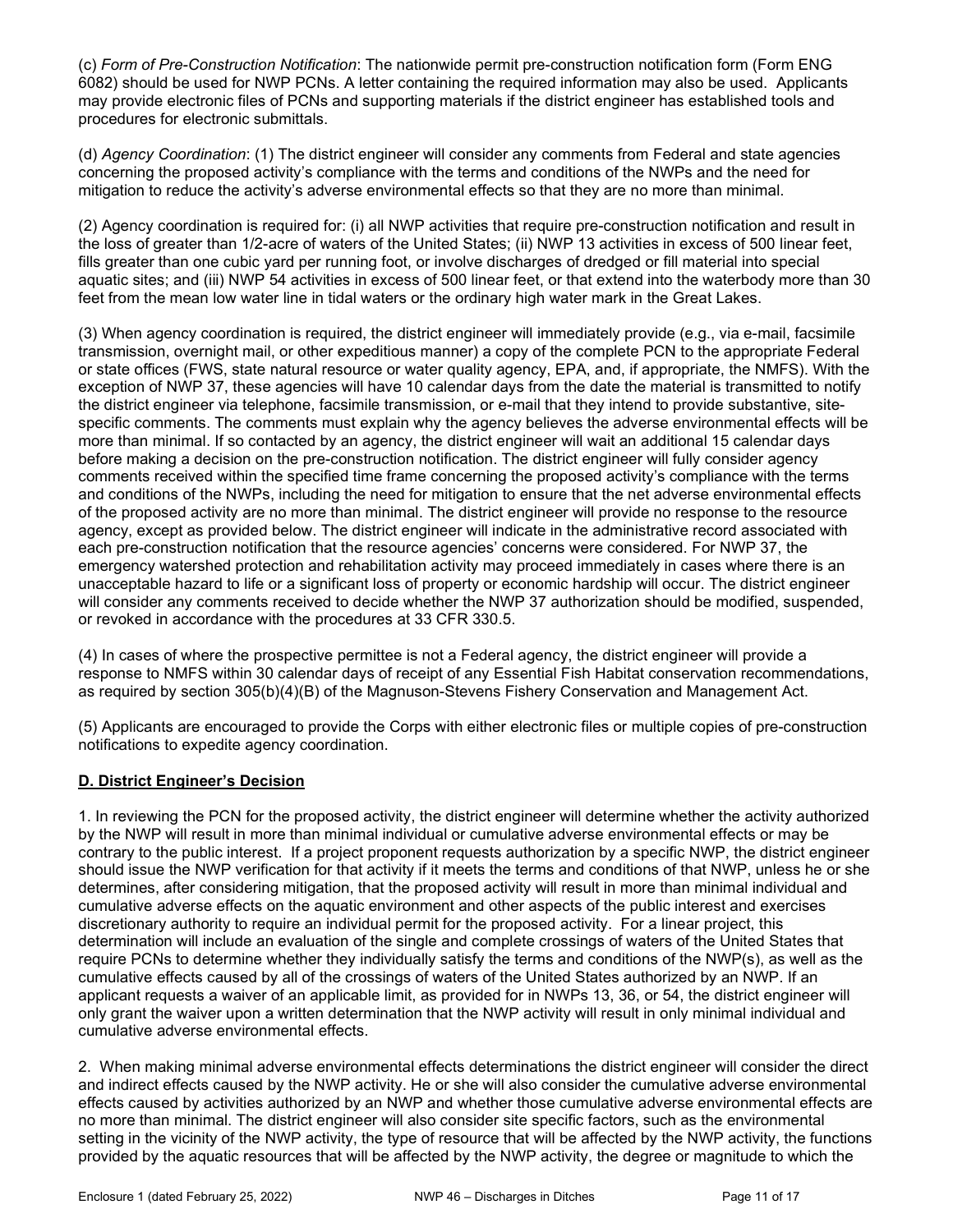(c) *Form of Pre-Construction Notification*: The nationwide permit pre-construction notification form (Form ENG 6082) should be used for NWP PCNs. A letter containing the required information may also be used. Applicants may provide electronic files of PCNs and supporting materials if the district engineer has established tools and procedures for electronic submittals.

(d) *Agency Coordination*: (1) The district engineer will consider any comments from Federal and state agencies concerning the proposed activity's compliance with the terms and conditions of the NWPs and the need for mitigation to reduce the activity's adverse environmental effects so that they are no more than minimal.

(2) Agency coordination is required for: (i) all NWP activities that require pre-construction notification and result in the loss of greater than 1/2-acre of waters of the United States; (ii) NWP 13 activities in excess of 500 linear feet, fills greater than one cubic yard per running foot, or involve discharges of dredged or fill material into special aquatic sites; and (iii) NWP 54 activities in excess of 500 linear feet, or that extend into the waterbody more than 30 feet from the mean low water line in tidal waters or the ordinary high water mark in the Great Lakes.

(3) When agency coordination is required, the district engineer will immediately provide (e.g., via e-mail, facsimile transmission, overnight mail, or other expeditious manner) a copy of the complete PCN to the appropriate Federal or state offices (FWS, state natural resource or water quality agency, EPA, and, if appropriate, the NMFS). With the exception of NWP 37, these agencies will have 10 calendar days from the date the material is transmitted to notify the district engineer via telephone, facsimile transmission, or e-mail that they intend to provide substantive, site-specific comments. The comments must explain why the agency believes the adverse environmental effects will be more than minimal. If so contacted by an agency, the district engineer will wait an additional 15 calendar days before making a decision on the pre-construction notification. The district engineer will fully consider agency comments received within the specified time frame concerning the proposed activity's compliance with the terms and conditions of the NWPs, including the need for mitigation to ensure that the net adverse environmental effects of the proposed activity are no more than minimal. The district engineer will provide no response to the resource agency, except as provided below. The district engineer will indicate in the administrative record associated with each pre-construction notification that the resource agencies' concerns were considered. For NWP 37, the emergency watershed protection and rehabilitation activity may proceed immediately in cases where there is an unacceptable hazard to life or a significant loss of property or economic hardship will occur. The district engineer will consider any comments received to decide whether the NWP 37 authorization should be modified, suspended, or revoked in accordance with the procedures at 33 CFR 330.5.

(4) In cases of where the prospective permittee is not a Federal agency, the district engineer will provide a response to NMFS within 30 calendar days of receipt of any Essential Fish Habitat conservation recommendations, as required by section 305(b)(4)(B) of the Magnuson-Stevens Fishery Conservation and Management Act.

(5) Applicants are encouraged to provide the Corps with either electronic files or multiple copies of pre-construction notifications to expedite agency coordination.

## D. District Engineer's Decision

1. In reviewing the PCN for the proposed activity, the district engineer will determine whether the activity authorized by the NWP will result in more than minimal individual or cumulative adverse environmental effects or may be contrary to the public interest. If a project proponent requests authorization by a specific NWP, the district engineer should issue the NWP verification for that activity if it meets the terms and conditions of that NWP, unless he or she determines, after considering mitigation, that the proposed activity will result in more than minimal individual and cumulative adverse effects on the aquatic environment and other aspects of the public interest and exercises discretionary authority to require an individual permit for the proposed activity. For a linear project, this determination will include an evaluation of the single and complete crossings of waters of the United States that require PCNs to determine whether they individually satisfy the terms and conditions of the NWP(s), as well as the cumulative effects caused by all of the crossings of waters of the United States authorized by an NWP. If an applicant requests a waiver of an applicable limit, as provided for in NWPs 13, 36, or 54, the district engineer will only grant the waiver upon a written determination that the NWP activity will result in only minimal individual and cumulative adverse environmental effects.

2. When making minimal adverse environmental effects determinations the district engineer will consider the direct and indirect effects caused by the NWP activity. He or she will also consider the cumulative adverse environmental effects caused by activities authorized by an NWP and whether those cumulative adverse environmental effects are no more than minimal. The district engineer will also consider site specific factors, such as the environmental setting in the vicinity of the NWP activity, the type of resource that will be affected by the NWP activity, the functions provided by the aquatic resources that will be affected by the NWP activity, the degree or magnitude to which the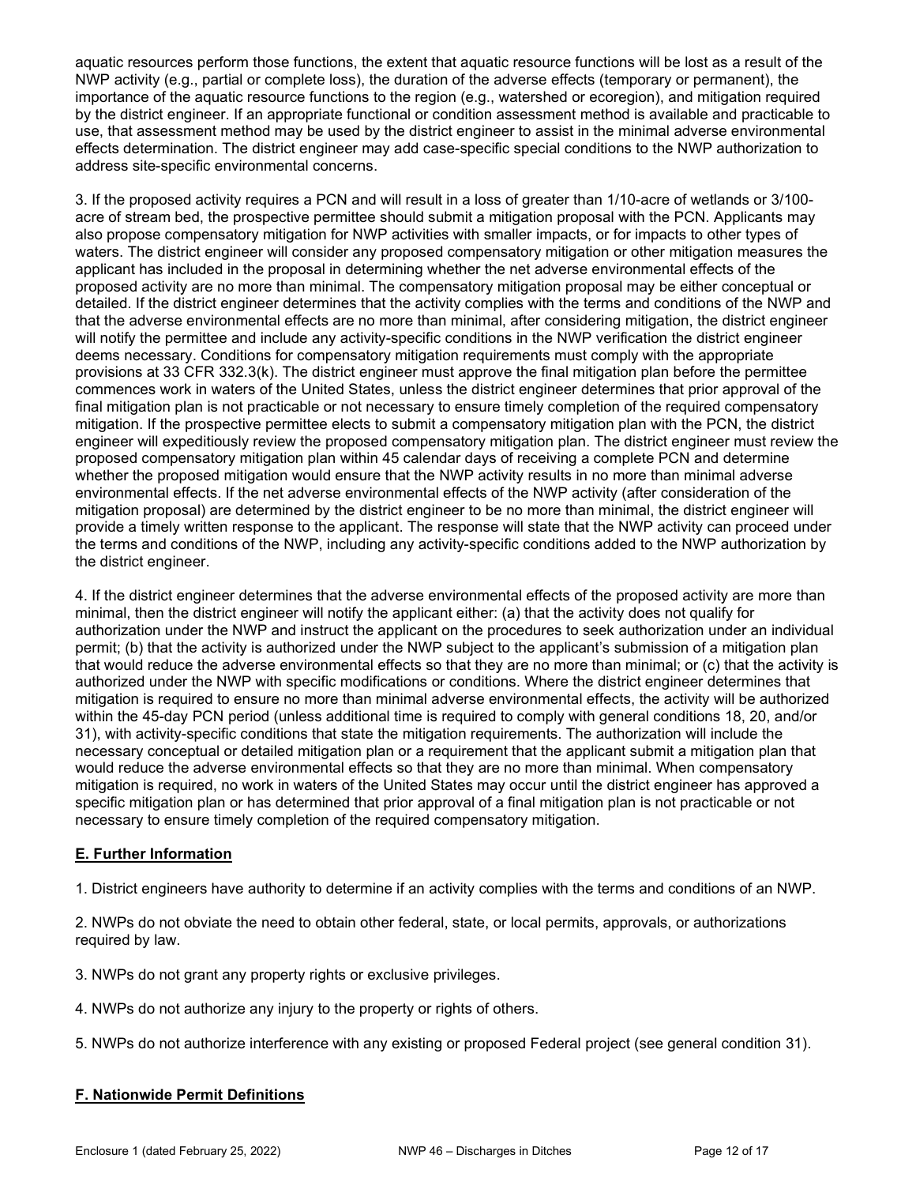aquatic resources perform those functions, the extent that aquatic resource functions will be lost as a result of the NWP activity (e.g., partial or complete loss), the duration of the adverse effects (temporary or permanent), the importance of the aquatic resource functions to the region (e.g., watershed or ecoregion), and mitigation required by the district engineer. If an appropriate functional or condition assessment method is available and practicable to use, that assessment method may be used by the district engineer to assist in the minimal adverse environmental effects determination. The district engineer may add case-specific special conditions to the NWP authorization to address site-specific environmental concerns.

3. If the proposed activity requires a PCN and will result in a loss of greater than 1/10-acre of wetlands or 3/100-acre of stream bed, the prospective permittee should submit a mitigation proposal with the PCN. Applicants may also propose compensatory mitigation for NWP activities with smaller impacts, or for impacts to other types of waters. The district engineer will consider any proposed compensatory mitigation or other mitigation measures the applicant has included in the proposal in determining whether the net adverse environmental effects of the proposed activity are no more than minimal. The compensatory mitigation proposal may be either conceptual or detailed. If the district engineer determines that the activity complies with the terms and conditions of the NWP and that the adverse environmental effects are no more than minimal, after considering mitigation, the district engineer will notify the permittee and include any activity-specific conditions in the NWP verification the district engineer deems necessary. Conditions for compensatory mitigation requirements must comply with the appropriate provisions at 33 CFR 332.3(k). The district engineer must approve the final mitigation plan before the permittee commences work in waters of the United States, unless the district engineer determines that prior approval of the final mitigation plan is not practicable or not necessary to ensure timely completion of the required compensatory mitigation. If the prospective permittee elects to submit a compensatory mitigation plan with the PCN, the district engineer will expeditiously review the proposed compensatory mitigation plan. The district engineer must review the proposed compensatory mitigation plan within 45 calendar days of receiving a complete PCN and determine whether the proposed mitigation would ensure that the NWP activity results in no more than minimal adverse environmental effects. If the net adverse environmental effects of the NWP activity (after consideration of the mitigation proposal) are determined by the district engineer to be no more than minimal, the district engineer will provide a timely written response to the applicant. The response will state that the NWP activity can proceed under the terms and conditions of the NWP, including any activity-specific conditions added to the NWP authorization by the district engineer.

4. If the district engineer determines that the adverse environmental effects of the proposed activity are more than minimal, then the district engineer will notify the applicant either: (a) that the activity does not qualify for authorization under the NWP and instruct the applicant on the procedures to seek authorization under an individual permit; (b) that the activity is authorized under the NWP subject to the applicant's submission of a mitigation plan that would reduce the adverse environmental effects so that they are no more than minimal; or (c) that the activity is authorized under the NWP with specific modifications or conditions. Where the district engineer determines that mitigation is required to ensure no more than minimal adverse environmental effects, the activity will be authorized within the 45-day PCN period (unless additional time is required to comply with general conditions 18, 20, and/or 31), with activity-specific conditions that state the mitigation requirements. The authorization will include the necessary conceptual or detailed mitigation plan or a requirement that the applicant submit a mitigation plan that would reduce the adverse environmental effects so that they are no more than minimal. When compensatory mitigation is required, no work in waters of the United States may occur until the district engineer has approved a specific mitigation plan or has determined that prior approval of a final mitigation plan is not practicable or not necessary to ensure timely completion of the required compensatory mitigation.

## E. Further Information

1. District engineers have authority to determine if an activity complies with the terms and conditions of an NWP.

2. NWPs do not obviate the need to obtain other federal, state, or local permits, approvals, or authorizations required by law.

3. NWPs do not grant any property rights or exclusive privileges.

4. NWPs do not authorize any injury to the property or rights of others.

5. NWPs do not authorize interference with any existing or proposed Federal project (see general condition 31).

## F. Nationwide Permit Definitions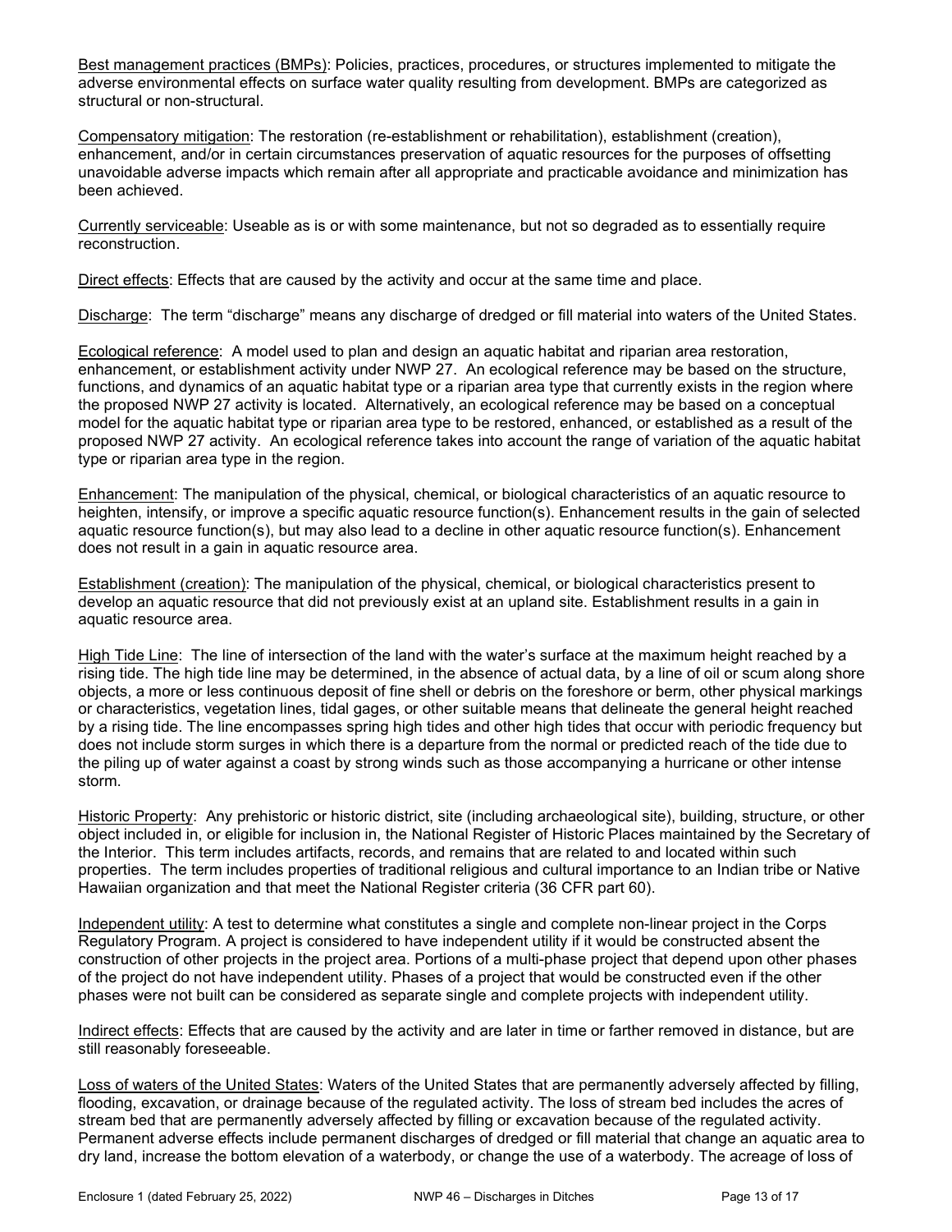Best management practices (BMPs): Policies, practices, procedures, or structures implemented to mitigate the adverse environmental effects on surface water quality resulting from development. BMPs are categorized as structural or non-structural.

Compensatory mitigation: The restoration (re-establishment or rehabilitation), establishment (creation), enhancement, and/or in certain circumstances preservation of aquatic resources for the purposes of offsetting unavoidable adverse impacts which remain after all appropriate and practicable avoidance and minimization has been achieved.

Currently serviceable: Useable as is or with some maintenance, but not so degraded as to essentially require reconstruction.

Direct effects: Effects that are caused by the activity and occur at the same time and place.

Discharge: The term "discharge" means any discharge of dredged or fill material into waters of the United States.

Ecological reference: A model used to plan and design an aquatic habitat and riparian area restoration, enhancement, or establishment activity under NWP 27. An ecological reference may be based on the structure, functions, and dynamics of an aquatic habitat type or a riparian area type that currently exists in the region where the proposed NWP 27 activity is located. Alternatively, an ecological reference may be based on a conceptual model for the aquatic habitat type or riparian area type to be restored, enhanced, or established as a result of the proposed NWP 27 activity. An ecological reference takes into account the range of variation of the aquatic habitat type or riparian area type in the region.

Enhancement: The manipulation of the physical, chemical, or biological characteristics of an aquatic resource to heighten, intensify, or improve a specific aquatic resource function(s). Enhancement results in the gain of selected aquatic resource function(s), but may also lead to a decline in other aquatic resource function(s). Enhancement does not result in a gain in aquatic resource area.

Establishment (creation): The manipulation of the physical, chemical, or biological characteristics present to develop an aquatic resource that did not previously exist at an upland site. Establishment results in a gain in aquatic resource area.

High Tide Line: The line of intersection of the land with the water's surface at the maximum height reached by a rising tide. The high tide line may be determined, in the absence of actual data, by a line of oil or scum along shore objects, a more or less continuous deposit of fine shell or debris on the foreshore or berm, other physical markings or characteristics, vegetation lines, tidal gages, or other suitable means that delineate the general height reached by a rising tide. The line encompasses spring high tides and other high tides that occur with periodic frequency but does not include storm surges in which there is a departure from the normal or predicted reach of the tide due to the piling up of water against a coast by strong winds such as those accompanying a hurricane or other intense storm.

Historic Property: Any prehistoric or historic district, site (including archaeological site), building, structure, or other object included in, or eligible for inclusion in, the National Register of Historic Places maintained by the Secretary of the Interior. This term includes artifacts, records, and remains that are related to and located within such properties. The term includes properties of traditional religious and cultural importance to an Indian tribe or Native Hawaiian organization and that meet the National Register criteria (36 CFR part 60).

Independent utility: A test to determine what constitutes a single and complete non-linear project in the Corps Regulatory Program. A project is considered to have independent utility if it would be constructed absent the construction of other projects in the project area. Portions of a multi-phase project that depend upon other phases of the project do not have independent utility. Phases of a project that would be constructed even if the other phases were not built can be considered as separate single and complete projects with independent utility.

Indirect effects: Effects that are caused by the activity and are later in time or farther removed in distance, but are still reasonably foreseeable.

Loss of waters of the United States: Waters of the United States that are permanently adversely affected by filling, flooding, excavation, or drainage because of the regulated activity. The loss of stream bed includes the acres of stream bed that are permanently adversely affected by filling or excavation because of the regulated activity. Permanent adverse effects include permanent discharges of dredged or fill material that change an aquatic area to dry land, increase the bottom elevation of a waterbody, or change the use of a waterbody. The acreage of loss of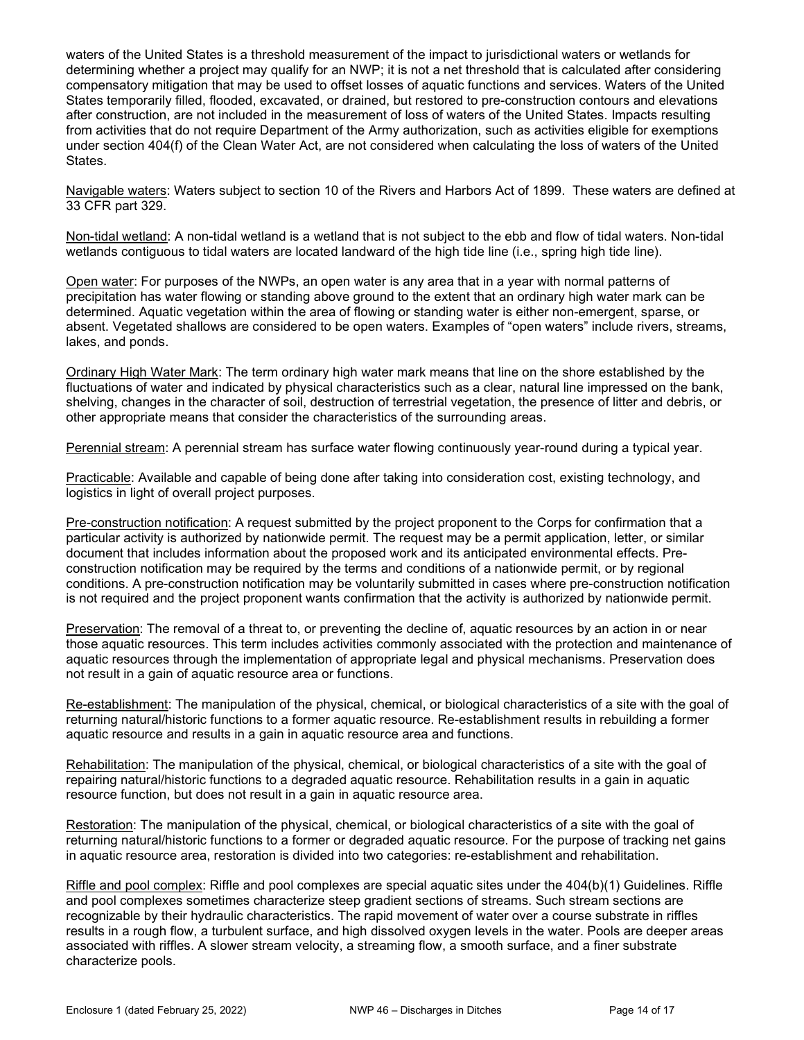waters of the United States is a threshold measurement of the impact to jurisdictional waters or wetlands for determining whether a project may qualify for an NWP; it is not a net threshold that is calculated after considering compensatory mitigation that may be used to offset losses of aquatic functions and services. Waters of the United States temporarily filled, flooded, excavated, or drained, but restored to pre-construction contours and elevations after construction, are not included in the measurement of loss of waters of the United States. Impacts resulting from activities that do not require Department of the Army authorization, such as activities eligible for exemptions under section 404(f) of the Clean Water Act, are not considered when calculating the loss of waters of the United States.

Navigable waters: Waters subject to section 10 of the Rivers and Harbors Act of 1899. These waters are defined at 33 CFR part 329.

Non-tidal wetland: A non-tidal wetland is a wetland that is not subject to the ebb and flow of tidal waters. Non-tidal wetlands contiguous to tidal waters are located landward of the high tide line (i.e., spring high tide line).

Open water: For purposes of the NWPs, an open water is any area that in a year with normal patterns of precipitation has water flowing or standing above ground to the extent that an ordinary high water mark can be determined. Aquatic vegetation within the area of flowing or standing water is either non-emergent, sparse, or absent. Vegetated shallows are considered to be open waters. Examples of "open waters" include rivers, streams, lakes, and ponds.

Ordinary High Water Mark: The term ordinary high water mark means that line on the shore established by the fluctuations of water and indicated by physical characteristics such as a clear, natural line impressed on the bank, shelving, changes in the character of soil, destruction of terrestrial vegetation, the presence of litter and debris, or other appropriate means that consider the characteristics of the surrounding areas.

Perennial stream: A perennial stream has surface water flowing continuously year-round during a typical year.

Practicable: Available and capable of being done after taking into consideration cost, existing technology, and logistics in light of overall project purposes.

Pre-construction notification: A request submitted by the project proponent to the Corps for confirmation that a particular activity is authorized by nationwide permit. The request may be a permit application, letter, or similar document that includes information about the proposed work and its anticipated environmental effects. Pre-construction notification may be required by the terms and conditions of a nationwide permit, or by regional conditions. A pre-construction notification may be voluntarily submitted in cases where pre-construction notification is not required and the project proponent wants confirmation that the activity is authorized by nationwide permit.

Preservation: The removal of a threat to, or preventing the decline of, aquatic resources by an action in or near those aquatic resources. This term includes activities commonly associated with the protection and maintenance of aquatic resources through the implementation of appropriate legal and physical mechanisms. Preservation does not result in a gain of aquatic resource area or functions.

Re-establishment: The manipulation of the physical, chemical, or biological characteristics of a site with the goal of returning natural/historic functions to a former aquatic resource. Re-establishment results in rebuilding a former aquatic resource and results in a gain in aquatic resource area and functions.

Rehabilitation: The manipulation of the physical, chemical, or biological characteristics of a site with the goal of repairing natural/historic functions to a degraded aquatic resource. Rehabilitation results in a gain in aquatic resource function, but does not result in a gain in aquatic resource area.

Restoration: The manipulation of the physical, chemical, or biological characteristics of a site with the goal of returning natural/historic functions to a former or degraded aquatic resource. For the purpose of tracking net gains in aquatic resource area, restoration is divided into two categories: re-establishment and rehabilitation.

Riffle and pool complex: Riffle and pool complexes are special aquatic sites under the 404(b)(1) Guidelines. Riffle and pool complexes sometimes characterize steep gradient sections of streams. Such stream sections are recognizable by their hydraulic characteristics. The rapid movement of water over a course substrate in riffles results in a rough flow, a turbulent surface, and high dissolved oxygen levels in the water. Pools are deeper areas associated with riffles. A slower stream velocity, a streaming flow, a smooth surface, and a finer substrate characterize pools.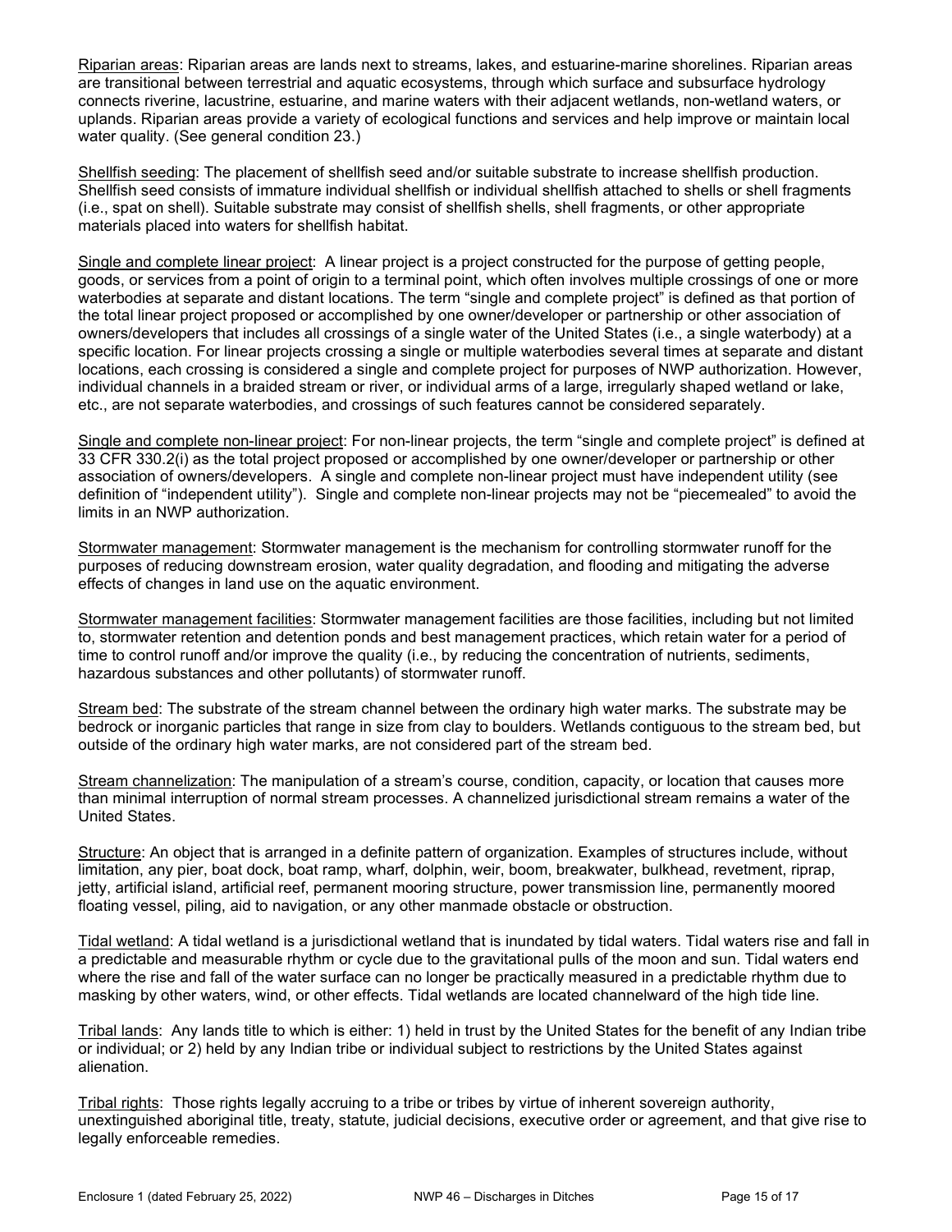Riparian areas: Riparian areas are lands next to streams, lakes, and estuarine-marine shorelines. Riparian areas are transitional between terrestrial and aquatic ecosystems, through which surface and subsurface hydrology connects riverine, lacustrine, estuarine, and marine waters with their adjacent wetlands, non-wetland waters, or uplands. Riparian areas provide a variety of ecological functions and services and help improve or maintain local water quality. (See general condition 23.)

Shellfish seeding: The placement of shellfish seed and/or suitable substrate to increase shellfish production. Shellfish seed consists of immature individual shellfish or individual shellfish attached to shells or shell fragments (i.e., spat on shell). Suitable substrate may consist of shellfish shells, shell fragments, or other appropriate materials placed into waters for shellfish habitat.

Single and complete linear project: A linear project is a project constructed for the purpose of getting people, goods, or services from a point of origin to a terminal point, which often involves multiple crossings of one or more waterbodies at separate and distant locations. The term "single and complete project" is defined as that portion of the total linear project proposed or accomplished by one owner/developer or partnership or other association of owners/developers that includes all crossings of a single water of the United States (i.e., a single waterbody) at a specific location. For linear projects crossing a single or multiple waterbodies several times at separate and distant locations, each crossing is considered a single and complete project for purposes of NWP authorization. However, individual channels in a braided stream or river, or individual arms of a large, irregularly shaped wetland or lake, etc., are not separate waterbodies, and crossings of such features cannot be considered separately.

Single and complete non-linear project: For non-linear projects, the term "single and complete project" is defined at 33 CFR 330.2(i) as the total project proposed or accomplished by one owner/developer or partnership or other association of owners/developers. A single and complete non-linear project must have independent utility (see definition of "independent utility"). Single and complete non-linear projects may not be "piecemealed" to avoid the limits in an NWP authorization.

Stormwater management: Stormwater management is the mechanism for controlling stormwater runoff for the purposes of reducing downstream erosion, water quality degradation, and flooding and mitigating the adverse effects of changes in land use on the aquatic environment.

Stormwater management facilities: Stormwater management facilities are those facilities, including but not limited to, stormwater retention and detention ponds and best management practices, which retain water for a period of time to control runoff and/or improve the quality (i.e., by reducing the concentration of nutrients, sediments, hazardous substances and other pollutants) of stormwater runoff.

Stream bed: The substrate of the stream channel between the ordinary high water marks. The substrate may be bedrock or inorganic particles that range in size from clay to boulders. Wetlands contiguous to the stream bed, but outside of the ordinary high water marks, are not considered part of the stream bed.

Stream channelization: The manipulation of a stream's course, condition, capacity, or location that causes more than minimal interruption of normal stream processes. A channelized jurisdictional stream remains a water of the United States.

Structure: An object that is arranged in a definite pattern of organization. Examples of structures include, without limitation, any pier, boat dock, boat ramp, wharf, dolphin, weir, boom, breakwater, bulkhead, revetment, riprap, jetty, artificial island, artificial reef, permanent mooring structure, power transmission line, permanently moored floating vessel, piling, aid to navigation, or any other manmade obstacle or obstruction.

Tidal wetland: A tidal wetland is a jurisdictional wetland that is inundated by tidal waters. Tidal waters rise and fall in a predictable and measurable rhythm or cycle due to the gravitational pulls of the moon and sun. Tidal waters end where the rise and fall of the water surface can no longer be practically measured in a predictable rhythm due to masking by other waters, wind, or other effects. Tidal wetlands are located channelward of the high tide line.

Tribal lands: Any lands title to which is either: 1) held in trust by the United States for the benefit of any Indian tribe or individual; or 2) held by any Indian tribe or individual subject to restrictions by the United States against alienation.

Tribal rights: Those rights legally accruing to a tribe or tribes by virtue of inherent sovereign authority, unextinguished aboriginal title, treaty, statute, judicial decisions, executive order or agreement, and that give rise to legally enforceable remedies.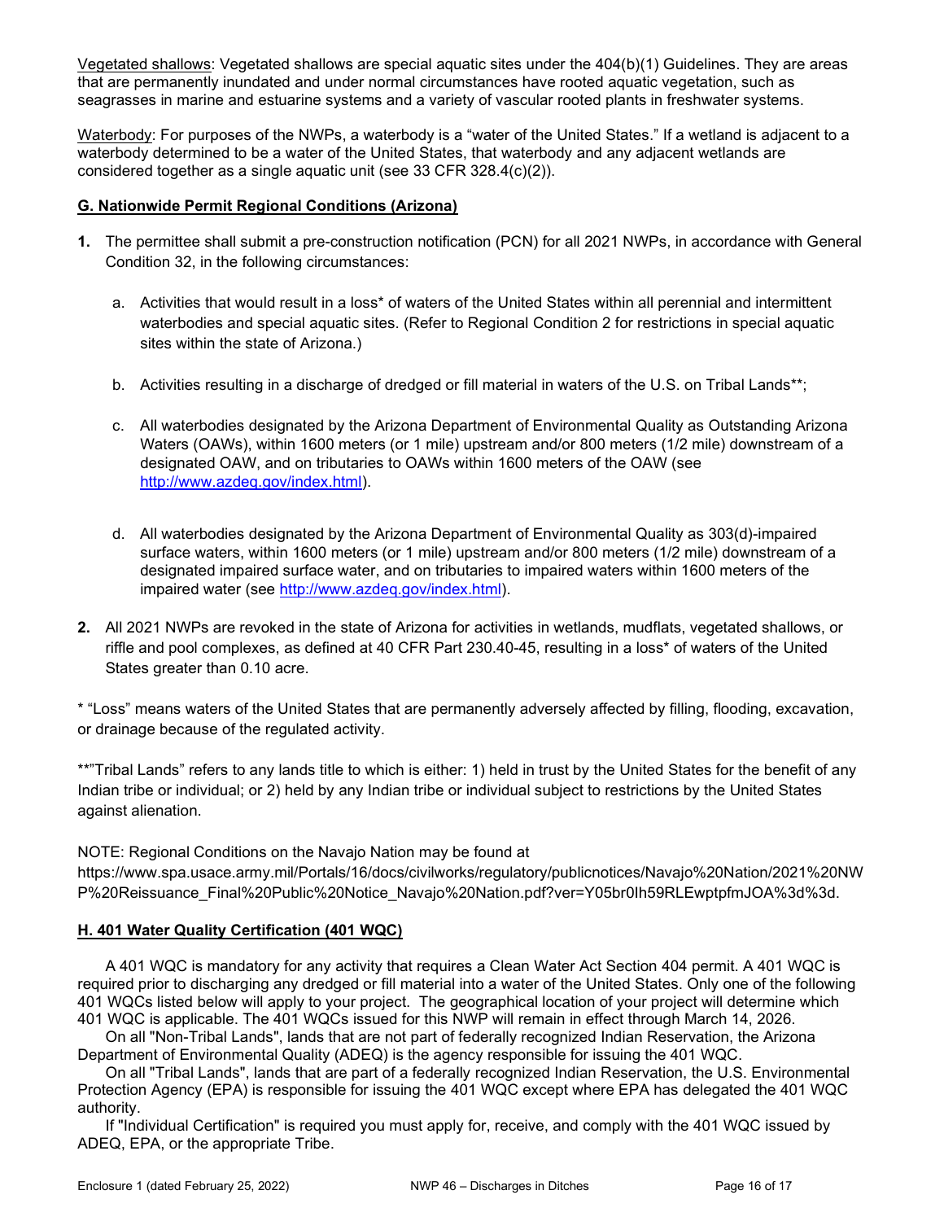Vegetated shallows: Vegetated shallows are special aquatic sites under the 404(b)(1) Guidelines. They are areas that are permanently inundated and under normal circumstances have rooted aquatic vegetation, such as seagrasses in marine and estuarine systems and a variety of vascular rooted plants in freshwater systems.

Waterbody: For purposes of the NWPs, a waterbody is a "water of the United States." If a wetland is adjacent to a waterbody determined to be a water of the United States, that waterbody and any adjacent wetlands are considered together as a single aquatic unit (see 33 CFR 328.4(c)(2)).

## G. Nationwide Permit Regional Conditions (Arizona)

**1.** The permittee shall submit a pre-construction notification (PCN) for all 2021 NWPs, in accordance with General Condition 32, in the following circumstances:

   a. Activities that would result in a loss* of waters of the United States within all perennial and intermittent waterbodies and special aquatic sites. (Refer to Regional Condition 2 for restrictions in special aquatic sites within the state of Arizona.)

   b. Activities resulting in a discharge of dredged or fill material in waters of the U.S. on Tribal Lands**;

   c. All waterbodies designated by the Arizona Department of Environmental Quality as Outstanding Arizona Waters (OAWs), within 1600 meters (or 1 mile) upstream and/or 800 meters (1/2 mile) downstream of a designated OAW, and on tributaries to OAWs within 1600 meters of the OAW (see http://www.azdeq.gov/index.html).

   d. All waterbodies designated by the Arizona Department of Environmental Quality as 303(d)-impaired surface waters, within 1600 meters (or 1 mile) upstream and/or 800 meters (1/2 mile) downstream of a designated impaired surface water, and on tributaries to impaired waters within 1600 meters of the impaired water (see http://www.azdeq.gov/index.html).

**2.** All 2021 NWPs are revoked in the state of Arizona for activities in wetlands, mudflats, vegetated shallows, or riffle and pool complexes, as defined at 40 CFR Part 230.40-45, resulting in a loss* of waters of the United States greater than 0.10 acre.

* "Loss" means waters of the United States that are permanently adversely affected by filling, flooding, excavation, or drainage because of the regulated activity.

**"Tribal Lands" refers to any lands title to which is either: 1) held in trust by the United States for the benefit of any Indian tribe or individual; or 2) held by any Indian tribe or individual subject to restrictions by the United States against alienation.

NOTE: Regional Conditions on the Navajo Nation may be found at https://www.spa.usace.army.mil/Portals/16/docs/civilworks/regulatory/publicnotices/Navajo%20Nation/2021%20NWP%20Reissuance_Final%20Public%20Notice_Navajo%20Nation.pdf?ver=Y05br0Ih59RLEwptpfmJOA%3d%3d.

## H. 401 Water Quality Certification (401 WQC)

A 401 WQC is mandatory for any activity that requires a Clean Water Act Section 404 permit. A 401 WQC is required prior to discharging any dredged or fill material into a water of the United States. Only one of the following 401 WQCs listed below will apply to your project. The geographical location of your project will determine which 401 WQC is applicable. The 401 WQCs issued for this NWP will remain in effect through March 14, 2026.

On all "Non-Tribal Lands", lands that are not part of federally recognized Indian Reservation, the Arizona Department of Environmental Quality (ADEQ) is the agency responsible for issuing the 401 WQC.

On all "Tribal Lands", lands that are part of a federally recognized Indian Reservation, the U.S. Environmental Protection Agency (EPA) is responsible for issuing the 401 WQC except where EPA has delegated the 401 WQC authority.

If "Individual Certification" is required you must apply for, receive, and comply with the 401 WQC issued by ADEQ, EPA, or the appropriate Tribe.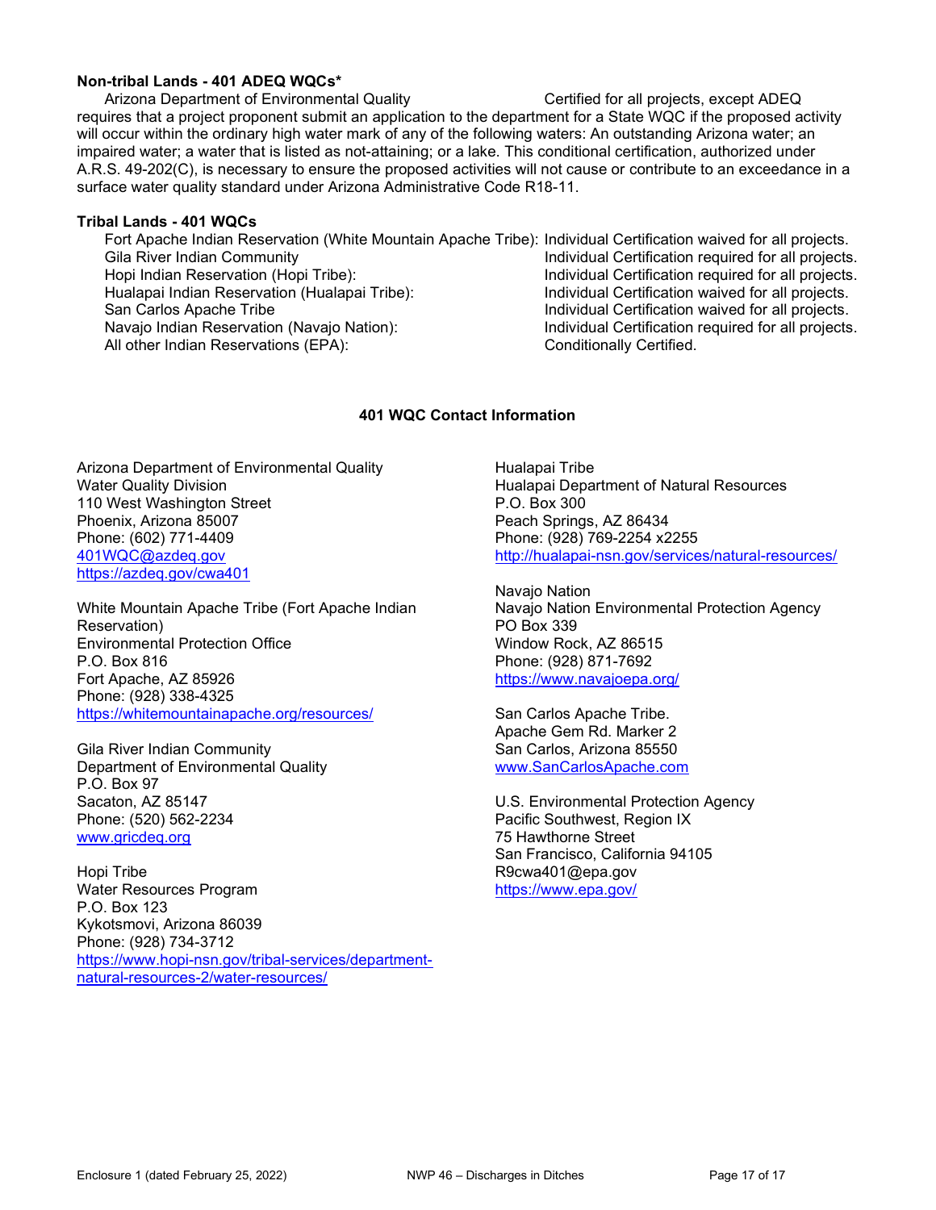**Non-tribal Lands - 401 ADEQ WQCs***

Arizona Department of Environmental Quality Certified for all projects, except ADEQ requires that a project proponent submit an application to the department for a State WQC if the proposed activity will occur within the ordinary high water mark of any of the following waters: An outstanding Arizona water; an impaired water; a water that is listed as not-attaining; or a lake. This conditional certification, authorized under A.R.S. 49-202(C), is necessary to ensure the proposed activities will not cause or contribute to an exceedance in a surface water quality standard under Arizona Administrative Code R18-11.

**Tribal Lands - 401 WQCs**

| | |
|---|---|
| Fort Apache Indian Reservation (White Mountain Apache Tribe): | Individual Certification waived for all projects. |
| Gila River Indian Community | Individual Certification required for all projects. |
| Hopi Indian Reservation (Hopi Tribe): | Individual Certification required for all projects. |
| Hualapai Indian Reservation (Hualapai Tribe): | Individual Certification waived for all projects. |
| San Carlos Apache Tribe | Individual Certification waived for all projects. |
| Navajo Indian Reservation (Navajo Nation): | Individual Certification required for all projects. |
| All other Indian Reservations (EPA): | Conditionally Certified. |

**401 WQC Contact Information**

Arizona Department of Environmental Quality
Water Quality Division
110 West Washington Street
Phoenix, Arizona 85007
Phone: (602) 771-4409
401WQC@azdeq.gov
https://azdeq.gov/cwa401

White Mountain Apache Tribe (Fort Apache Indian Reservation)
Environmental Protection Office
P.O. Box 816
Fort Apache, AZ 85926
Phone: (928) 338-4325
https://whitemountainapache.org/resources/

Gila River Indian Community
Department of Environmental Quality
P.O. Box 97
Sacaton, AZ 85147
Phone: (520) 562-2234
www.gricdeq.org

Hopi Tribe
Water Resources Program
P.O. Box 123
Kykotsmovi, Arizona 86039
Phone: (928) 734-3712
https://www.hopi-nsn.gov/tribal-services/department-natural-resources-2/water-resources/

Hualapai Tribe
Hualapai Department of Natural Resources
P.O. Box 300
Peach Springs, AZ 86434
Phone: (928) 769-2254 x2255
http://hualapai-nsn.gov/services/natural-resources/

Navajo Nation
Navajo Nation Environmental Protection Agency
PO Box 339
Window Rock, AZ 86515
Phone: (928) 871-7692
https://www.navajoepa.org/

San Carlos Apache Tribe.
Apache Gem Rd. Marker 2
San Carlos, Arizona 85550
www.SanCarlosApache.com

U.S. Environmental Protection Agency
Pacific Southwest, Region IX
75 Hawthorne Street
San Francisco, California 94105
R9cwa401@epa.gov
https://www.epa.gov/